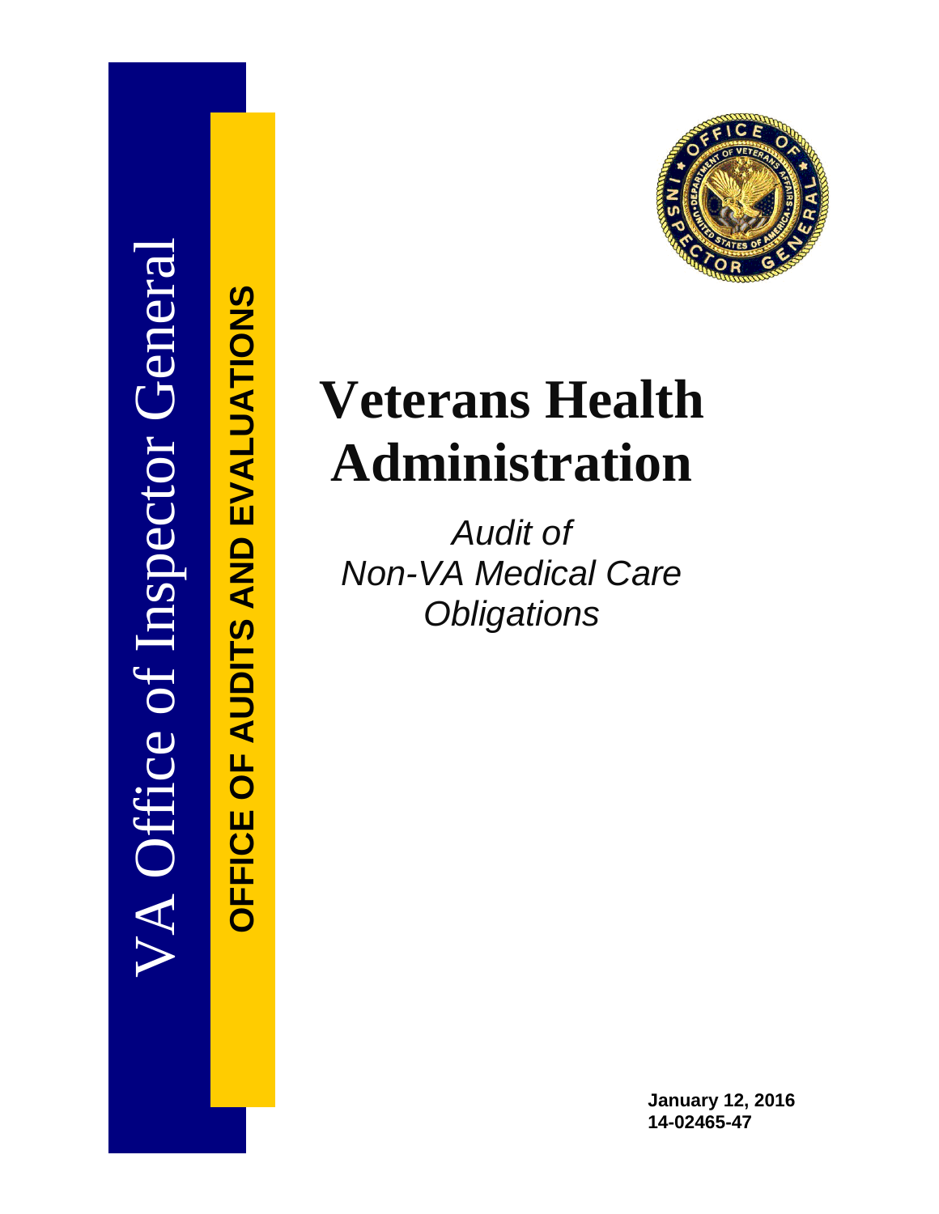VA Office of Inspector General

**OFFICE OF AUDITS AND EVALUATIONS**

# Veterans Health Administration

*Audit of Non-VA Medical Care Obligations*

**January 12, 2016**
**14-02465-47**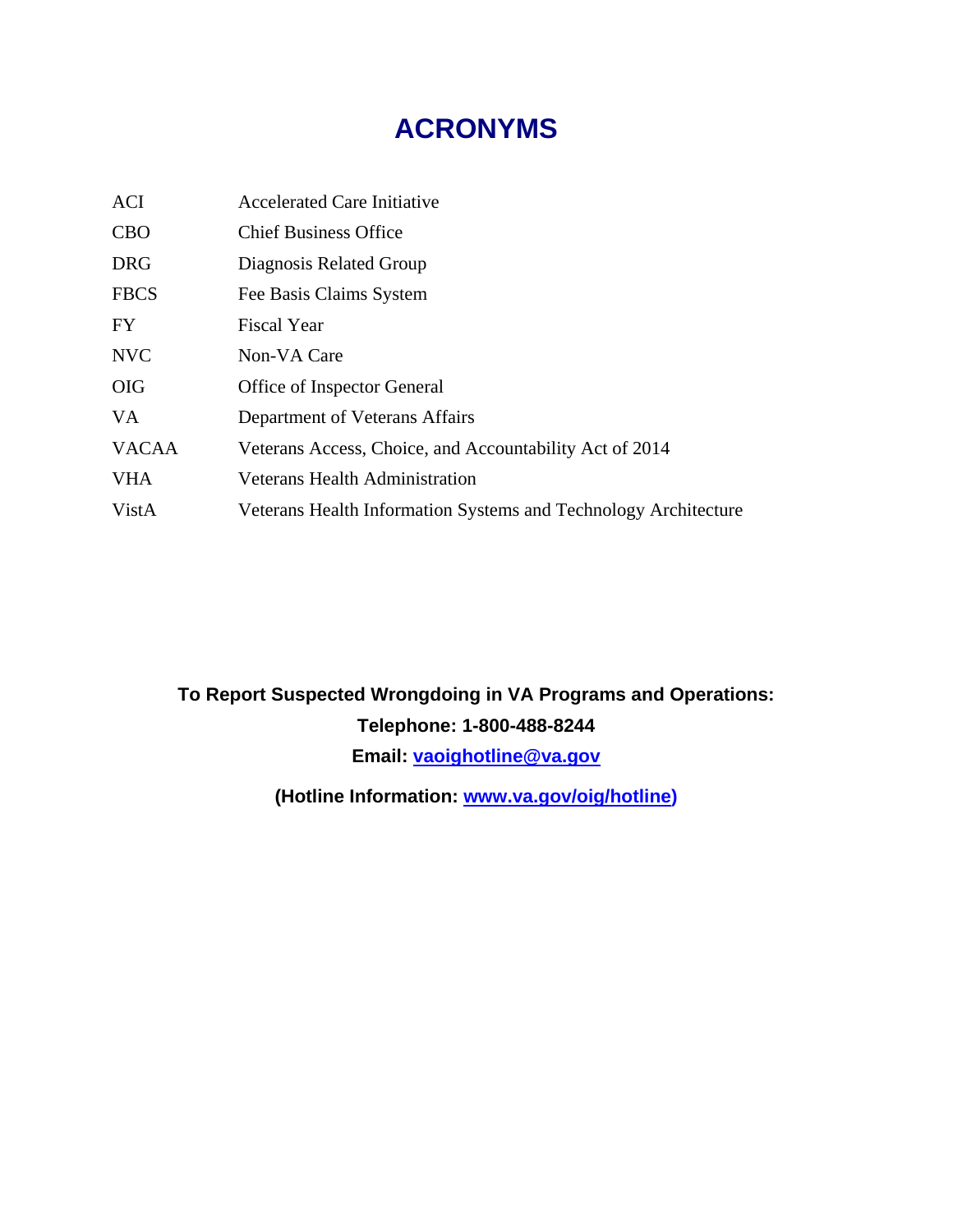# ACRONYMS

| | |
|---|---|
| ACI | Accelerated Care Initiative |
| CBO | Chief Business Office |
| DRG | Diagnosis Related Group |
| FBCS | Fee Basis Claims System |
| FY | Fiscal Year |
| NVC | Non-VA Care |
| OIG | Office of Inspector General |
| VA | Department of Veterans Affairs |
| VACAA | Veterans Access, Choice, and Accountability Act of 2014 |
| VHA | Veterans Health Administration |
| VistA | Veterans Health Information Systems and Technology Architecture |

**To Report Suspected Wrongdoing in VA Programs and Operations:**

**Telephone: 1-800-488-8244**

**Email: vaoighotline@va.gov**

**(Hotline Information: www.va.gov/oig/hotline)**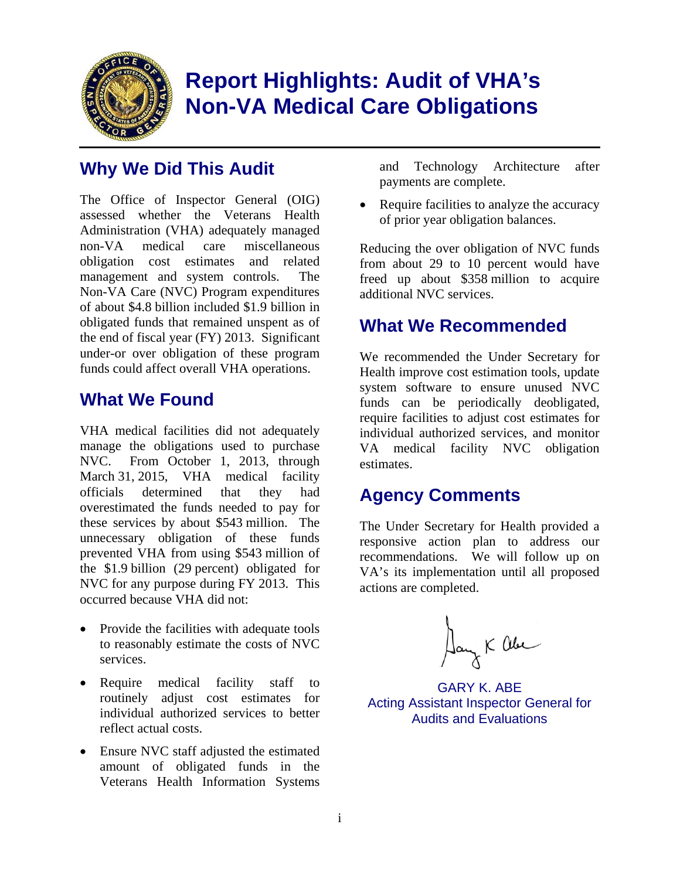# Report Highlights: Audit of VHA's Non-VA Medical Care Obligations

## Why We Did This Audit

The Office of Inspector General (OIG) assessed whether the Veterans Health Administration (VHA) adequately managed non-VA medical care miscellaneous obligation cost estimates and related management and system controls. The Non-VA Care (NVC) Program expenditures of about $4.8 billion included $1.9 billion in obligated funds that remained unspent as of the end of fiscal year (FY) 2013. Significant under-or over obligation of these program funds could affect overall VHA operations.

## What We Found

VHA medical facilities did not adequately manage the obligations used to purchase NVC. From October 1, 2013, through March 31, 2015, VHA medical facility officials determined that they had overestimated the funds needed to pay for these services by about $543 million. The unnecessary obligation of these funds prevented VHA from using $543 million of the $1.9 billion (29 percent) obligated for NVC for any purpose during FY 2013. This occurred because VHA did not:

- Provide the facilities with adequate tools to reasonably estimate the costs of NVC services.
- Require medical facility staff to routinely adjust cost estimates for individual authorized services to better reflect actual costs.
- Ensure NVC staff adjusted the estimated amount of obligated funds in the Veterans Health Information Systems and Technology Architecture after payments are complete.
- Require facilities to analyze the accuracy of prior year obligation balances.

Reducing the over obligation of NVC funds from about 29 to 10 percent would have freed up about $358 million to acquire additional NVC services.

## What We Recommended

We recommended the Under Secretary for Health improve cost estimation tools, update system software to ensure unused NVC funds can be periodically deobligated, require facilities to adjust cost estimates for individual authorized services, and monitor VA medical facility NVC obligation estimates.

## Agency Comments

The Under Secretary for Health provided a responsive action plan to address our recommendations. We will follow up on VA's its implementation until all proposed actions are completed.

GARY K. ABE
Acting Assistant Inspector General for Audits and Evaluations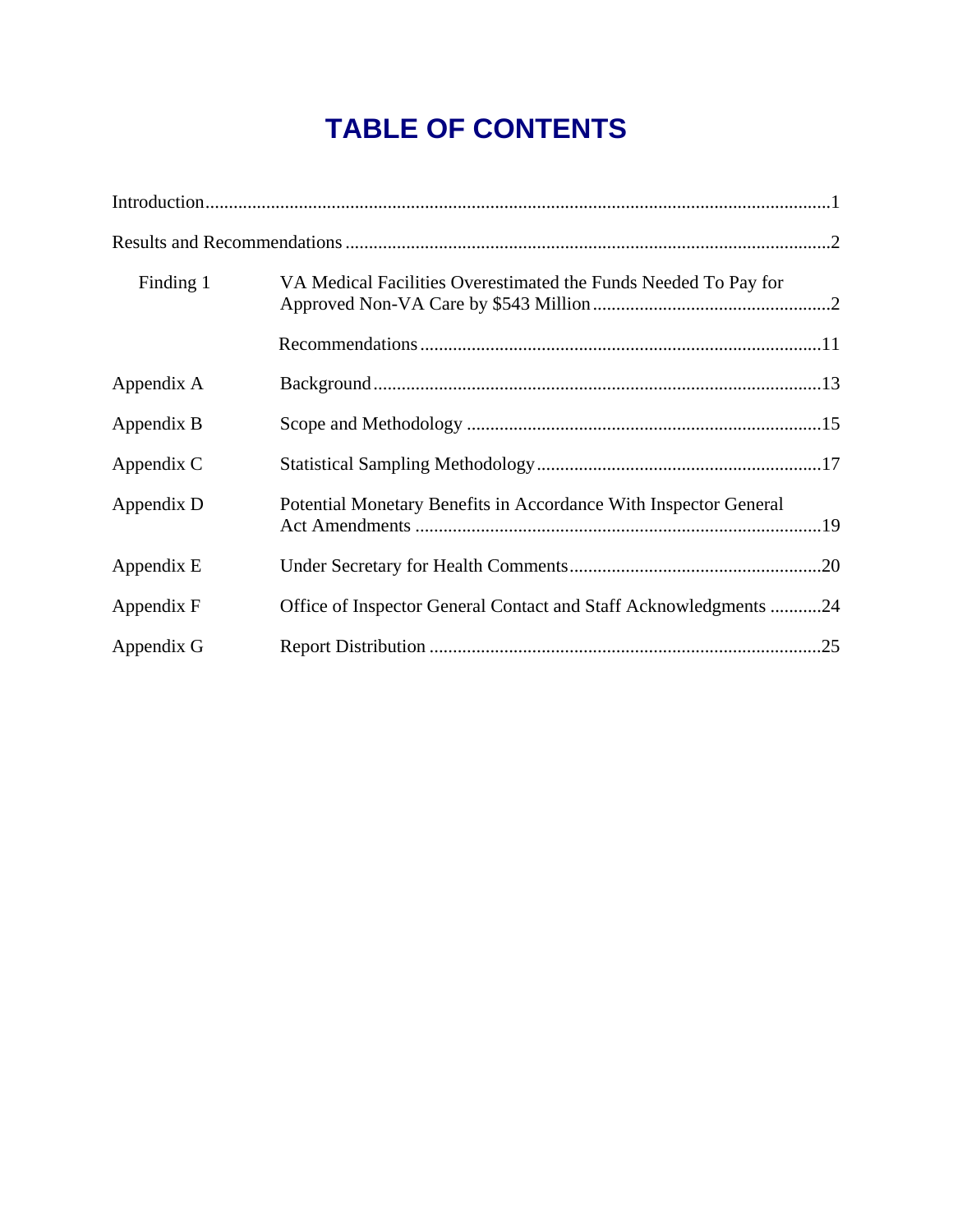# TABLE OF CONTENTS

Introduction......................................................................................................................1

Results and Recommendations .......................................................................................2

| | | |
|---|---|---|
| Finding 1 | VA Medical Facilities Overestimated the Funds Needed To Pay for Approved Non-VA Care by $543 Million | 2 |
| | Recommendations | 11 |
| Appendix A | Background | 13 |
| Appendix B | Scope and Methodology | 15 |
| Appendix C | Statistical Sampling Methodology | 17 |
| Appendix D | Potential Monetary Benefits in Accordance With Inspector General Act Amendments | 19 |
| Appendix E | Under Secretary for Health Comments | 20 |
| Appendix F | Office of Inspector General Contact and Staff Acknowledgments | 24 |
| Appendix G | Report Distribution | 25 |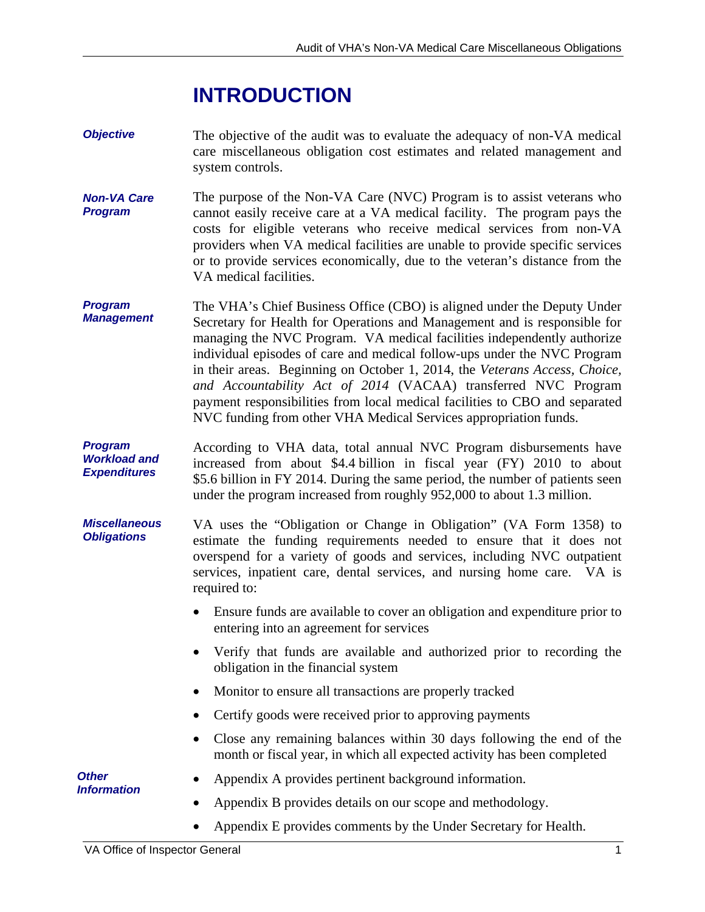# INTRODUCTION

***Objective***

The objective of the audit was to evaluate the adequacy of non-VA medical care miscellaneous obligation cost estimates and related management and system controls.

***Non-VA Care Program***

The purpose of the Non-VA Care (NVC) Program is to assist veterans who cannot easily receive care at a VA medical facility. The program pays the costs for eligible veterans who receive medical services from non-VA providers when VA medical facilities are unable to provide specific services or to provide services economically, due to the veteran's distance from the VA medical facilities.

***Program Management***

The VHA's Chief Business Office (CBO) is aligned under the Deputy Under Secretary for Health for Operations and Management and is responsible for managing the NVC Program. VA medical facilities independently authorize individual episodes of care and medical follow-ups under the NVC Program in their areas. Beginning on October 1, 2014, the *Veterans Access, Choice, and Accountability Act of 2014* (VACAA) transferred NVC Program payment responsibilities from local medical facilities to CBO and separated NVC funding from other VHA Medical Services appropriation funds.

***Program Workload and Expenditures***

According to VHA data, total annual NVC Program disbursements have increased from about $4.4 billion in fiscal year (FY) 2010 to about $5.6 billion in FY 2014. During the same period, the number of patients seen under the program increased from roughly 952,000 to about 1.3 million.

***Miscellaneous Obligations***

VA uses the "Obligation or Change in Obligation" (VA Form 1358) to estimate the funding requirements needed to ensure that it does not overspend for a variety of goods and services, including NVC outpatient services, inpatient care, dental services, and nursing home care. VA is required to:

- Ensure funds are available to cover an obligation and expenditure prior to entering into an agreement for services
- Verify that funds are available and authorized prior to recording the obligation in the financial system
- Monitor to ensure all transactions are properly tracked
- Certify goods were received prior to approving payments
- Close any remaining balances within 30 days following the end of the month or fiscal year, in which all expected activity has been completed

***Other Information***

- Appendix A provides pertinent background information.
- Appendix B provides details on our scope and methodology.
- Appendix E provides comments by the Under Secretary for Health.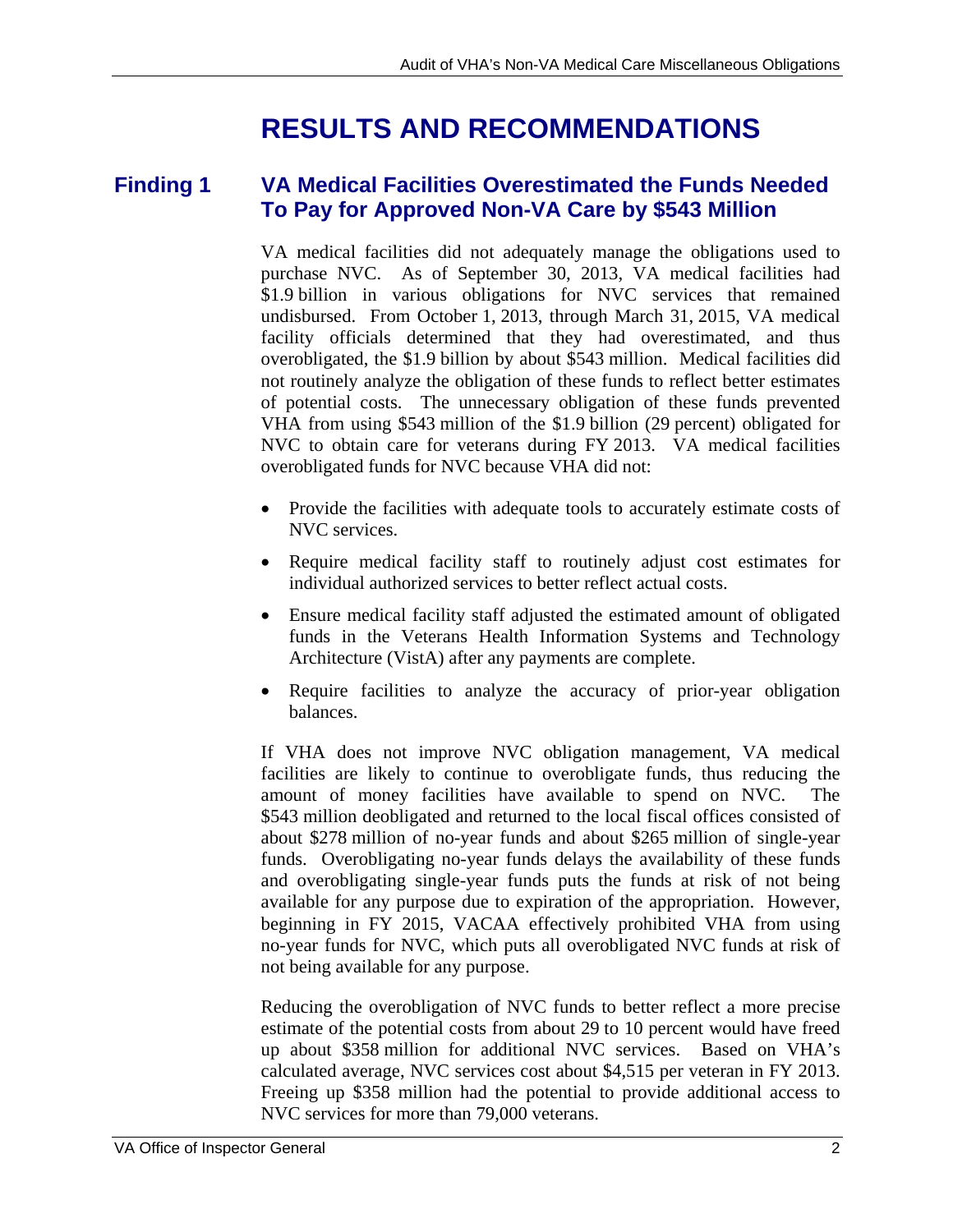# RESULTS AND RECOMMENDATIONS

## Finding 1 VA Medical Facilities Overestimated the Funds Needed To Pay for Approved Non-VA Care by $543 Million

VA medical facilities did not adequately manage the obligations used to purchase NVC. As of September 30, 2013, VA medical facilities had $1.9 billion in various obligations for NVC services that remained undisbursed. From October 1, 2013, through March 31, 2015, VA medical facility officials determined that they had overestimated, and thus overobligated, the $1.9 billion by about $543 million. Medical facilities did not routinely analyze the obligation of these funds to reflect better estimates of potential costs. The unnecessary obligation of these funds prevented VHA from using $543 million of the $1.9 billion (29 percent) obligated for NVC to obtain care for veterans during FY 2013. VA medical facilities overobligated funds for NVC because VHA did not:

- Provide the facilities with adequate tools to accurately estimate costs of NVC services.
- Require medical facility staff to routinely adjust cost estimates for individual authorized services to better reflect actual costs.
- Ensure medical facility staff adjusted the estimated amount of obligated funds in the Veterans Health Information Systems and Technology Architecture (VistA) after any payments are complete.
- Require facilities to analyze the accuracy of prior-year obligation balances.

If VHA does not improve NVC obligation management, VA medical facilities are likely to continue to overobligate funds, thus reducing the amount of money facilities have available to spend on NVC. The $543 million deobligated and returned to the local fiscal offices consisted of about $278 million of no-year funds and about $265 million of single-year funds. Overobligating no-year funds delays the availability of these funds and overobligating single-year funds puts the funds at risk of not being available for any purpose due to expiration of the appropriation. However, beginning in FY 2015, VACAA effectively prohibited VHA from using no-year funds for NVC, which puts all overobligated NVC funds at risk of not being available for any purpose.

Reducing the overobligation of NVC funds to better reflect a more precise estimate of the potential costs from about 29 to 10 percent would have freed up about $358 million for additional NVC services. Based on VHA's calculated average, NVC services cost about $4,515 per veteran in FY 2013. Freeing up $358 million had the potential to provide additional access to NVC services for more than 79,000 veterans.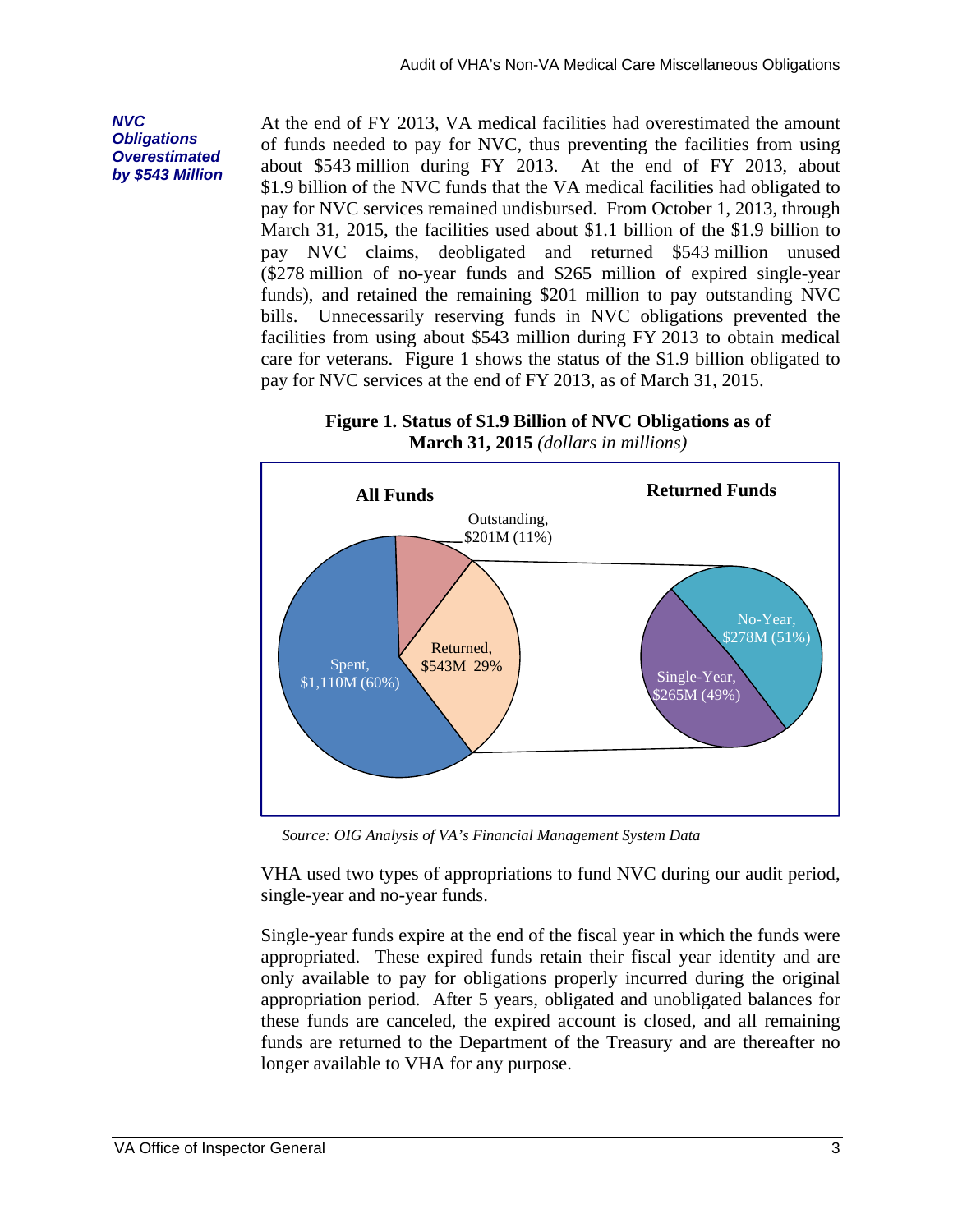### NVC Obligations Overestimated by $543 Million

At the end of FY 2013, VA medical facilities had overestimated the amount of funds needed to pay for NVC, thus preventing the facilities from using about $543 million during FY 2013. At the end of FY 2013, about $1.9 billion of the NVC funds that the VA medical facilities had obligated to pay for NVC services remained undisbursed. From October 1, 2013, through March 31, 2015, the facilities used about $1.1 billion of the $1.9 billion to pay NVC claims, deobligated and returned $543 million unused ($278 million of no-year funds and $265 million of expired single-year funds), and retained the remaining $201 million to pay outstanding NVC bills. Unnecessarily reserving funds in NVC obligations prevented the facilities from using about $543 million during FY 2013 to obtain medical care for veterans. Figure 1 shows the status of the $1.9 billion obligated to pay for NVC services at the end of FY 2013, as of March 31, 2015.

**Figure 1. Status of $1.9 Billion of NVC Obligations as of March 31, 2015** *(dollars in millions)*

**All Funds**

- Spent, $1,110M (60%)
- Returned, $543M 29%
- Outstanding, $201M (11%)

**Returned Funds**

- No-Year, $278M (51%)
- Single-Year, $265M (49%)

*Source: OIG Analysis of VA's Financial Management System Data*

VHA used two types of appropriations to fund NVC during our audit period, single-year and no-year funds.

Single-year funds expire at the end of the fiscal year in which the funds were appropriated. These expired funds retain their fiscal year identity and are only available to pay for obligations properly incurred during the original appropriation period. After 5 years, obligated and unobligated balances for these funds are canceled, the expired account is closed, and all remaining funds are returned to the Department of the Treasury and are thereafter no longer available to VHA for any purpose.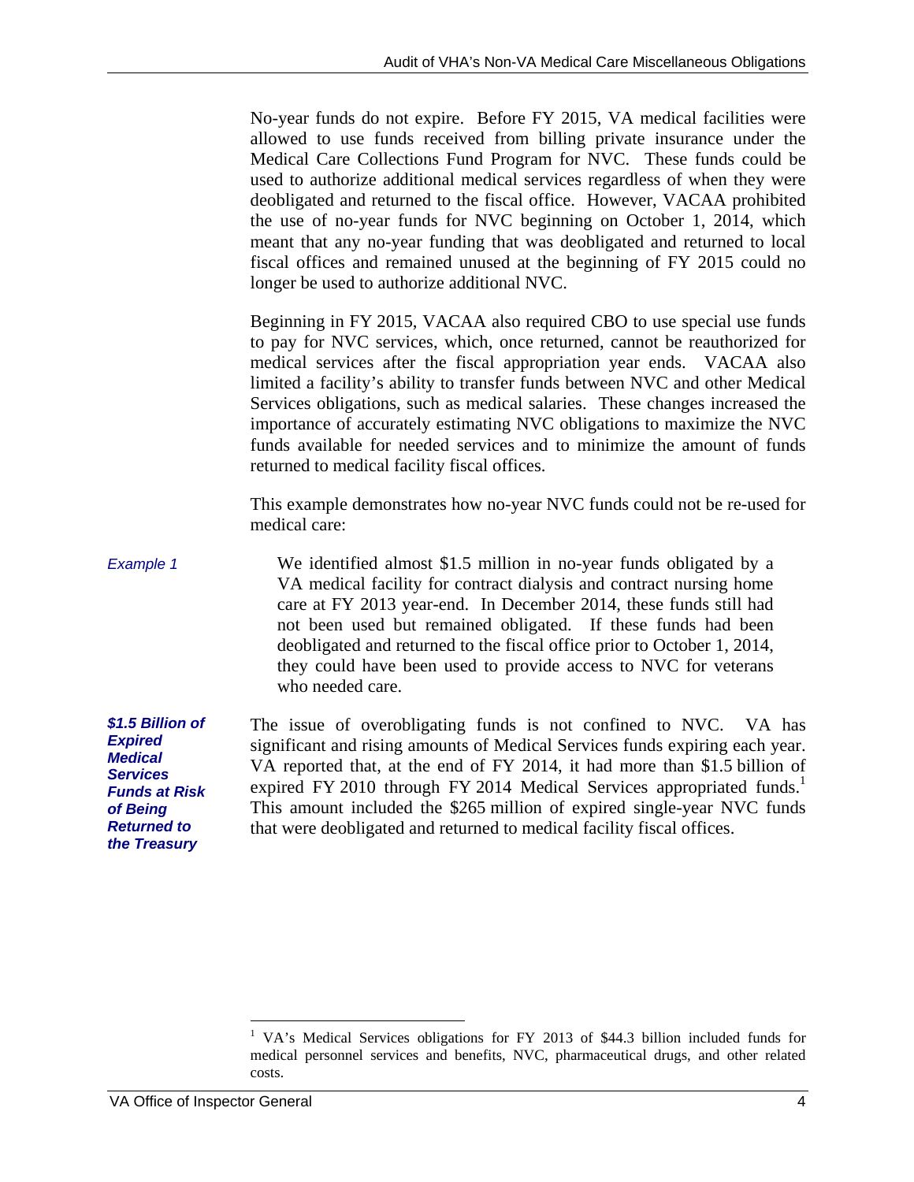No-year funds do not expire. Before FY 2015, VA medical facilities were allowed to use funds received from billing private insurance under the Medical Care Collections Fund Program for NVC. These funds could be used to authorize additional medical services regardless of when they were deobligated and returned to the fiscal office. However, VACAA prohibited the use of no-year funds for NVC beginning on October 1, 2014, which meant that any no-year funding that was deobligated and returned to local fiscal offices and remained unused at the beginning of FY 2015 could no longer be used to authorize additional NVC.

Beginning in FY 2015, VACAA also required CBO to use special use funds to pay for NVC services, which, once returned, cannot be reauthorized for medical services after the fiscal appropriation year ends. VACAA also limited a facility's ability to transfer funds between NVC and other Medical Services obligations, such as medical salaries. These changes increased the importance of accurately estimating NVC obligations to maximize the NVC funds available for needed services and to minimize the amount of funds returned to medical facility fiscal offices.

This example demonstrates how no-year NVC funds could not be re-used for medical care:

*Example 1*

> We identified almost $1.5 million in no-year funds obligated by a VA medical facility for contract dialysis and contract nursing home care at FY 2013 year-end. In December 2014, these funds still had not been used but remained obligated. If these funds had been deobligated and returned to the fiscal office prior to October 1, 2014, they could have been used to provide access to NVC for veterans who needed care.

***$1.5 Billion of Expired Medical Services Funds at Risk of Being Returned to the Treasury***

The issue of overobligating funds is not confined to NVC. VA has significant and rising amounts of Medical Services funds expiring each year. VA reported that, at the end of FY 2014, it had more than $1.5 billion of expired FY 2010 through FY 2014 Medical Services appropriated funds.[1] This amount included the $265 million of expired single-year NVC funds that were deobligated and returned to medical facility fiscal offices.

---

[1] VA's Medical Services obligations for FY 2013 of $44.3 billion included funds for medical personnel services and benefits, NVC, pharmaceutical drugs, and other related costs.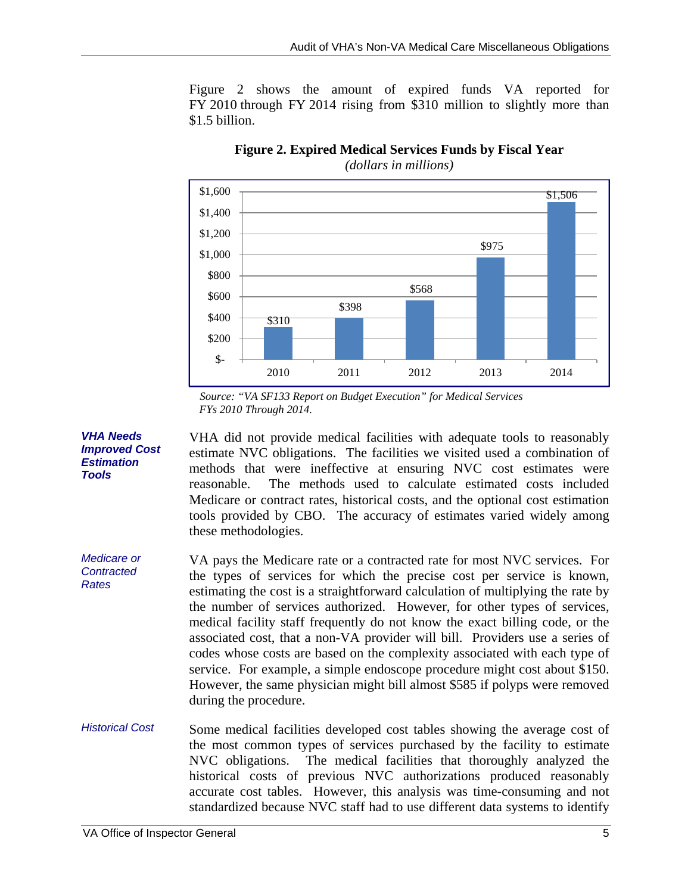Figure 2 shows the amount of expired funds VA reported for FY 2010 through FY 2014 rising from $310 million to slightly more than $1.5 billion.

**Figure 2. Expired Medical Services Funds by Fiscal Year**
*(dollars in millions)*

| Fiscal Year | Expired Funds |
|---|---|
| 2010 | $310 |
| 2011 | $398 |
| 2012 | $568 |
| 2013 | $975 |
| 2014 | $1,506 |

*Source: "VA SF133 Report on Budget Execution" for Medical Services FYs 2010 Through 2014.*

### VHA Needs Improved Cost Estimation Tools

VHA did not provide medical facilities with adequate tools to reasonably estimate NVC obligations. The facilities we visited used a combination of methods that were ineffective at ensuring NVC cost estimates were reasonable. The methods used to calculate estimated costs included Medicare or contract rates, historical costs, and the optional cost estimation tools provided by CBO. The accuracy of estimates varied widely among these methodologies.

#### *Medicare or Contracted Rates*

VA pays the Medicare rate or a contracted rate for most NVC services. For the types of services for which the precise cost per service is known, estimating the cost is a straightforward calculation of multiplying the rate by the number of services authorized. However, for other types of services, medical facility staff frequently do not know the exact billing code, or the associated cost, that a non-VA provider will bill. Providers use a series of codes whose costs are based on the complexity associated with each type of service. For example, a simple endoscope procedure might cost about $150. However, the same physician might bill almost $585 if polyps were removed during the procedure.

#### *Historical Cost*

Some medical facilities developed cost tables showing the average cost of the most common types of services purchased by the facility to estimate NVC obligations. The medical facilities that thoroughly analyzed the historical costs of previous NVC authorizations produced reasonably accurate cost tables. However, this analysis was time-consuming and not standardized because NVC staff had to use different data systems to identify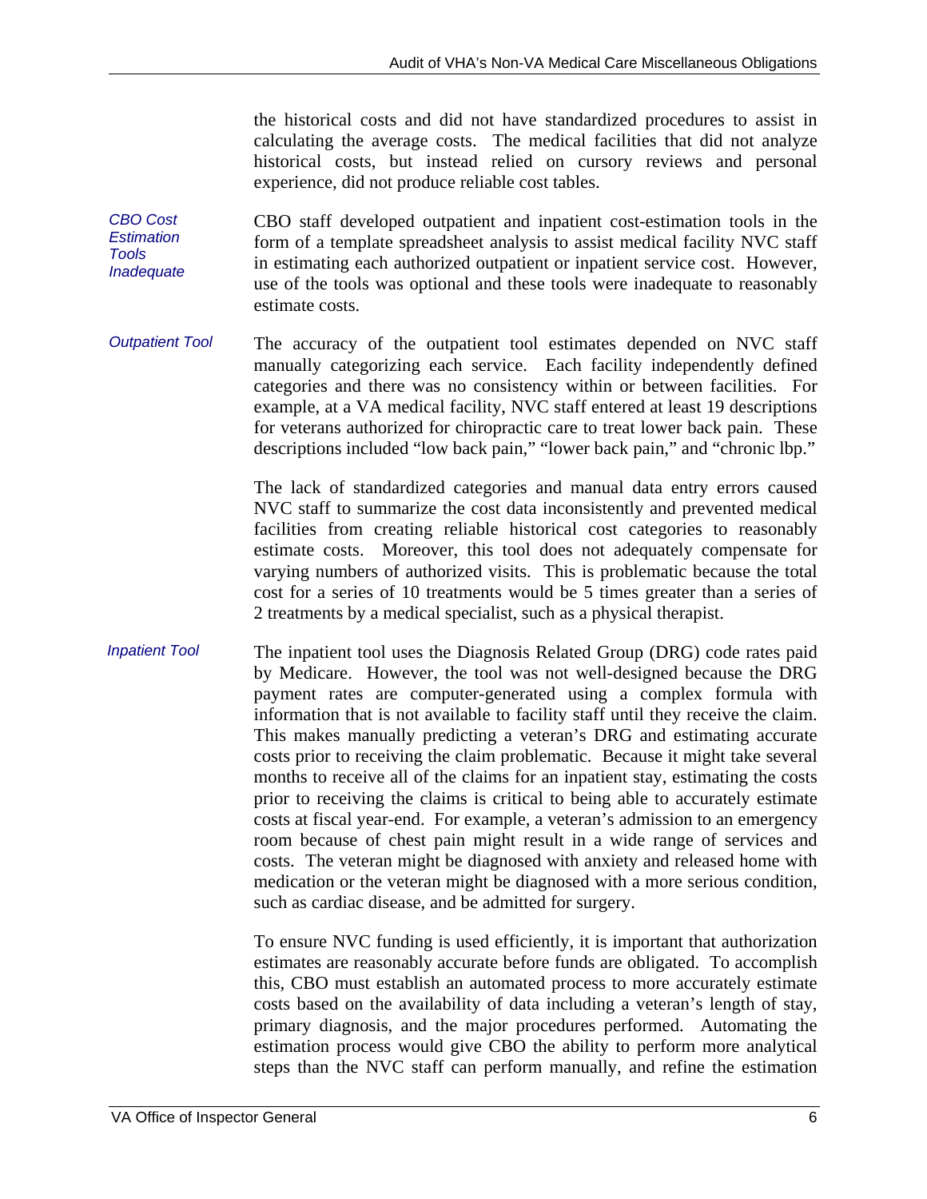the historical costs and did not have standardized procedures to assist in calculating the average costs. The medical facilities that did not analyze historical costs, but instead relied on cursory reviews and personal experience, did not produce reliable cost tables.

*CBO Cost Estimation Tools Inadequate*

CBO staff developed outpatient and inpatient cost-estimation tools in the form of a template spreadsheet analysis to assist medical facility NVC staff in estimating each authorized outpatient or inpatient service cost. However, use of the tools was optional and these tools were inadequate to reasonably estimate costs.

*Outpatient Tool*

The accuracy of the outpatient tool estimates depended on NVC staff manually categorizing each service. Each facility independently defined categories and there was no consistency within or between facilities. For example, at a VA medical facility, NVC staff entered at least 19 descriptions for veterans authorized for chiropractic care to treat lower back pain. These descriptions included "low back pain," "lower back pain," and "chronic lbp."

The lack of standardized categories and manual data entry errors caused NVC staff to summarize the cost data inconsistently and prevented medical facilities from creating reliable historical cost categories to reasonably estimate costs. Moreover, this tool does not adequately compensate for varying numbers of authorized visits. This is problematic because the total cost for a series of 10 treatments would be 5 times greater than a series of 2 treatments by a medical specialist, such as a physical therapist.

*Inpatient Tool*

The inpatient tool uses the Diagnosis Related Group (DRG) code rates paid by Medicare. However, the tool was not well-designed because the DRG payment rates are computer-generated using a complex formula with information that is not available to facility staff until they receive the claim. This makes manually predicting a veteran's DRG and estimating accurate costs prior to receiving the claim problematic. Because it might take several months to receive all of the claims for an inpatient stay, estimating the costs prior to receiving the claims is critical to being able to accurately estimate costs at fiscal year-end. For example, a veteran's admission to an emergency room because of chest pain might result in a wide range of services and costs. The veteran might be diagnosed with anxiety and released home with medication or the veteran might be diagnosed with a more serious condition, such as cardiac disease, and be admitted for surgery.

To ensure NVC funding is used efficiently, it is important that authorization estimates are reasonably accurate before funds are obligated. To accomplish this, CBO must establish an automated process to more accurately estimate costs based on the availability of data including a veteran's length of stay, primary diagnosis, and the major procedures performed. Automating the estimation process would give CBO the ability to perform more analytical steps than the NVC staff can perform manually, and refine the estimation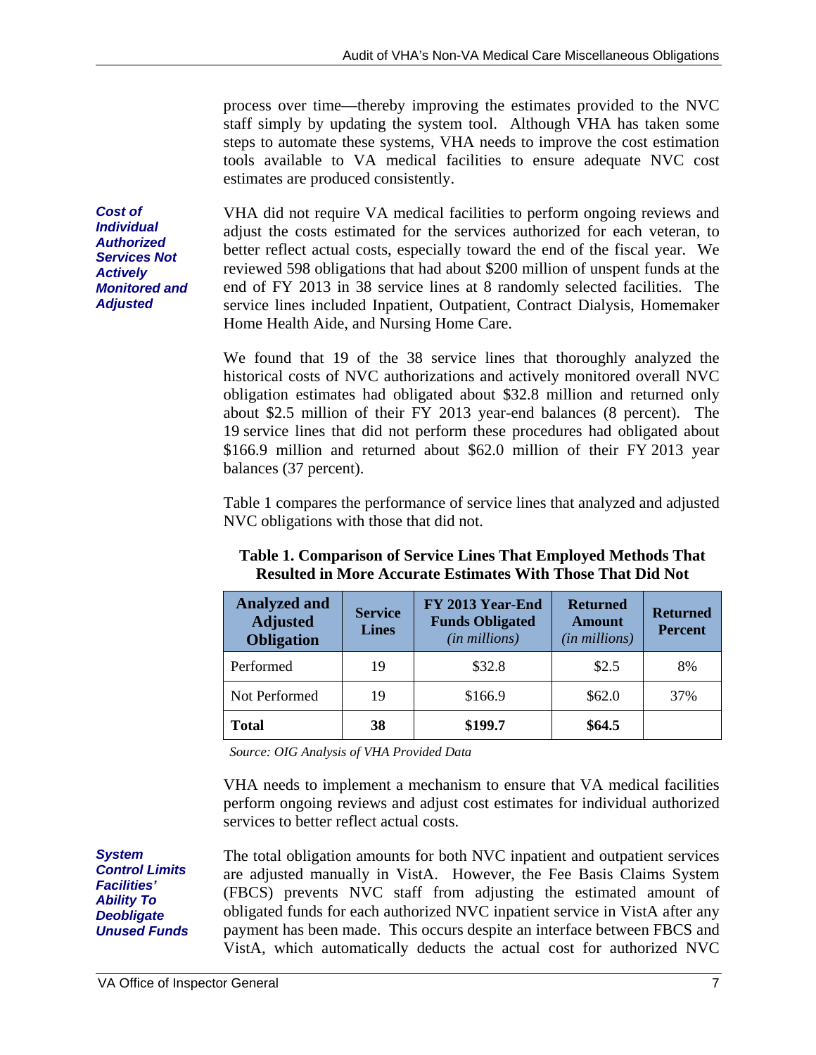process over time—thereby improving the estimates provided to the NVC staff simply by updating the system tool. Although VHA has taken some steps to automate these systems, VHA needs to improve the cost estimation tools available to VA medical facilities to ensure adequate NVC cost estimates are produced consistently.

***Cost of Individual Authorized Services Not Actively Monitored and Adjusted***

VHA did not require VA medical facilities to perform ongoing reviews and adjust the costs estimated for the services authorized for each veteran, to better reflect actual costs, especially toward the end of the fiscal year. We reviewed 598 obligations that had about $200 million of unspent funds at the end of FY 2013 in 38 service lines at 8 randomly selected facilities. The service lines included Inpatient, Outpatient, Contract Dialysis, Homemaker Home Health Aide, and Nursing Home Care.

We found that 19 of the 38 service lines that thoroughly analyzed the historical costs of NVC authorizations and actively monitored overall NVC obligation estimates had obligated about $32.8 million and returned only about $2.5 million of their FY 2013 year-end balances (8 percent). The 19 service lines that did not perform these procedures had obligated about $166.9 million and returned about $62.0 million of their FY 2013 year balances (37 percent).

Table 1 compares the performance of service lines that analyzed and adjusted NVC obligations with those that did not.

**Table 1. Comparison of Service Lines That Employed Methods That Resulted in More Accurate Estimates With Those That Did Not**

| Analyzed and Adjusted Obligation | Service Lines | FY 2013 Year-End Funds Obligated *(in millions)* | Returned Amount *(in millions)* | Returned Percent |
|---|---|---|---|---|
| Performed | 19 | $32.8 | $2.5 | 8% |
| Not Performed | 19 | $166.9 | $62.0 | 37% |
| **Total** | **38** | **$199.7** | **$64.5** | |

*Source: OIG Analysis of VHA Provided Data*

VHA needs to implement a mechanism to ensure that VA medical facilities perform ongoing reviews and adjust cost estimates for individual authorized services to better reflect actual costs.

***System Control Limits Facilities' Ability To Deobligate Unused Funds***

The total obligation amounts for both NVC inpatient and outpatient services are adjusted manually in VistA. However, the Fee Basis Claims System (FBCS) prevents NVC staff from adjusting the estimated amount of obligated funds for each authorized NVC inpatient service in VistA after any payment has been made. This occurs despite an interface between FBCS and VistA, which automatically deducts the actual cost for authorized NVC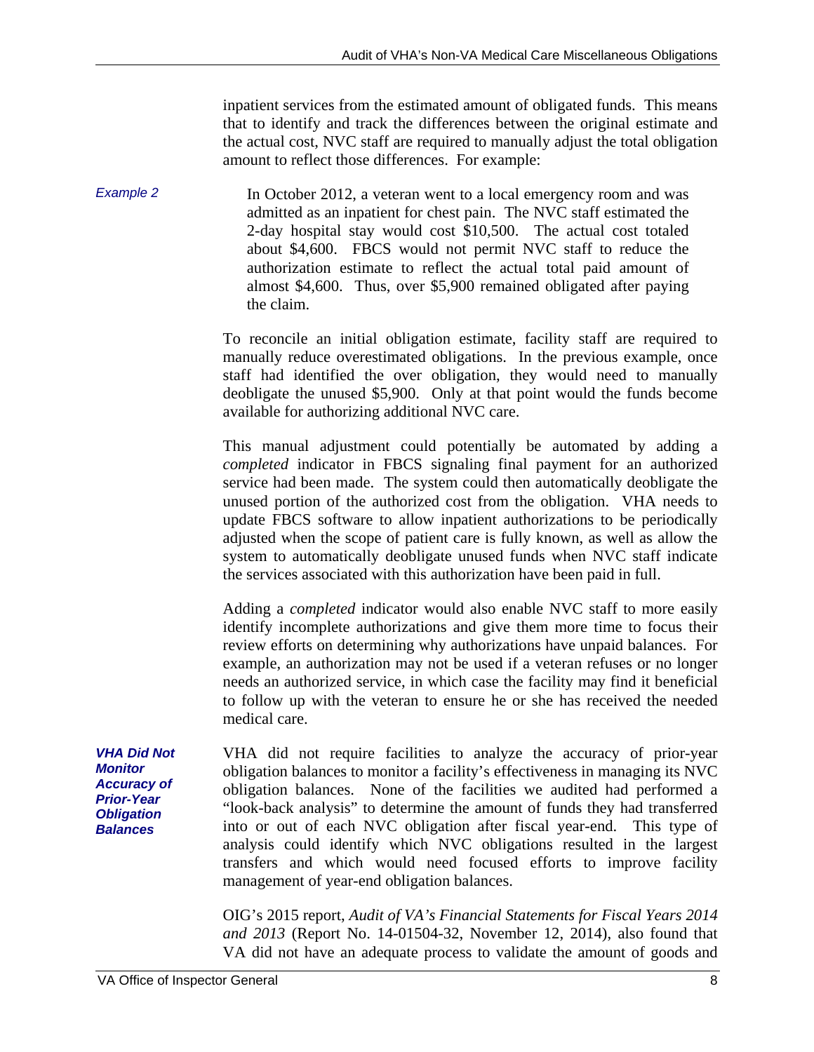inpatient services from the estimated amount of obligated funds. This means that to identify and track the differences between the original estimate and the actual cost, NVC staff are required to manually adjust the total obligation amount to reflect those differences. For example:

*Example 2*

> In October 2012, a veteran went to a local emergency room and was admitted as an inpatient for chest pain. The NVC staff estimated the 2-day hospital stay would cost $10,500. The actual cost totaled about $4,600. FBCS would not permit NVC staff to reduce the authorization estimate to reflect the actual total paid amount of almost $4,600. Thus, over $5,900 remained obligated after paying the claim.

To reconcile an initial obligation estimate, facility staff are required to manually reduce overestimated obligations. In the previous example, once staff had identified the over obligation, they would need to manually deobligate the unused $5,900. Only at that point would the funds become available for authorizing additional NVC care.

This manual adjustment could potentially be automated by adding a *completed* indicator in FBCS signaling final payment for an authorized service had been made. The system could then automatically deobligate the unused portion of the authorized cost from the obligation. VHA needs to update FBCS software to allow inpatient authorizations to be periodically adjusted when the scope of patient care is fully known, as well as allow the system to automatically deobligate unused funds when NVC staff indicate the services associated with this authorization have been paid in full.

Adding a *completed* indicator would also enable NVC staff to more easily identify incomplete authorizations and give them more time to focus their review efforts on determining why authorizations have unpaid balances. For example, an authorization may not be used if a veteran refuses or no longer needs an authorized service, in which case the facility may find it beneficial to follow up with the veteran to ensure he or she has received the needed medical care.

***VHA Did Not Monitor Accuracy of Prior-Year Obligation Balances***

VHA did not require facilities to analyze the accuracy of prior-year obligation balances to monitor a facility's effectiveness in managing its NVC obligation balances. None of the facilities we audited had performed a "look-back analysis" to determine the amount of funds they had transferred into or out of each NVC obligation after fiscal year-end. This type of analysis could identify which NVC obligations resulted in the largest transfers and which would need focused efforts to improve facility management of year-end obligation balances.

OIG's 2015 report, *Audit of VA's Financial Statements for Fiscal Years 2014 and 2013* (Report No. 14-01504-32, November 12, 2014), also found that VA did not have an adequate process to validate the amount of goods and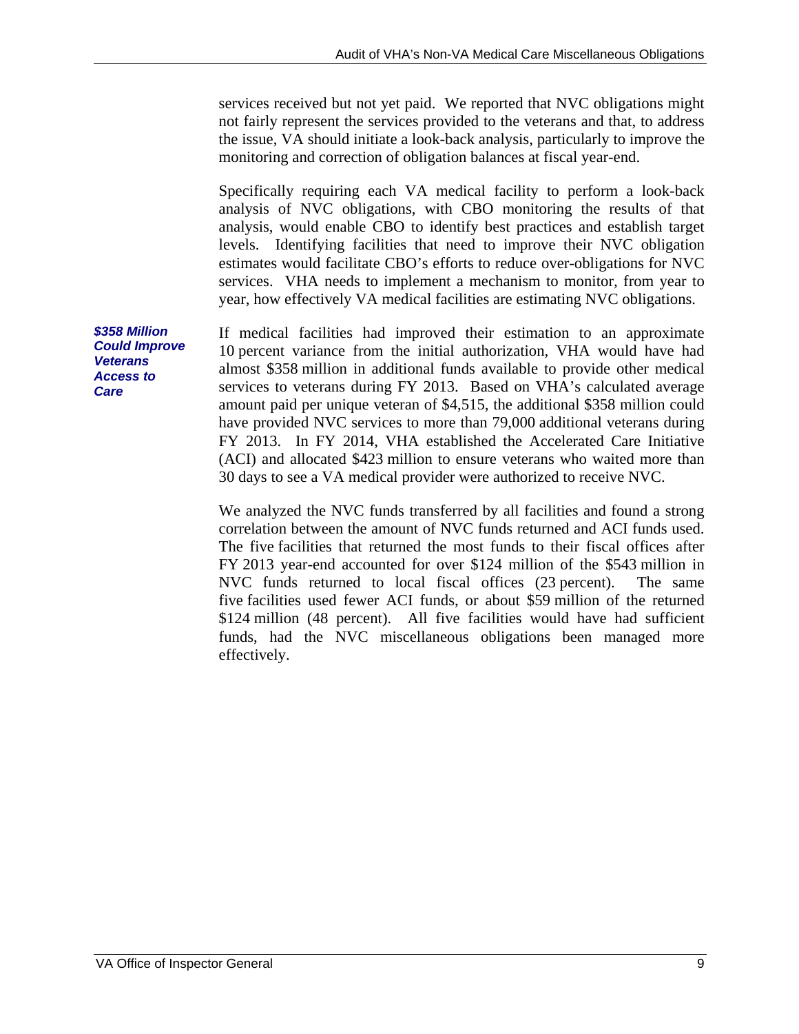services received but not yet paid. We reported that NVC obligations might not fairly represent the services provided to the veterans and that, to address the issue, VA should initiate a look-back analysis, particularly to improve the monitoring and correction of obligation balances at fiscal year-end.

Specifically requiring each VA medical facility to perform a look-back analysis of NVC obligations, with CBO monitoring the results of that analysis, would enable CBO to identify best practices and establish target levels. Identifying facilities that need to improve their NVC obligation estimates would facilitate CBO's efforts to reduce over-obligations for NVC services. VHA needs to implement a mechanism to monitor, from year to year, how effectively VA medical facilities are estimating NVC obligations.

***$358 Million Could Improve Veterans Access to Care***

If medical facilities had improved their estimation to an approximate 10 percent variance from the initial authorization, VHA would have had almost $358 million in additional funds available to provide other medical services to veterans during FY 2013. Based on VHA's calculated average amount paid per unique veteran of $4,515, the additional $358 million could have provided NVC services to more than 79,000 additional veterans during FY 2013. In FY 2014, VHA established the Accelerated Care Initiative (ACI) and allocated $423 million to ensure veterans who waited more than 30 days to see a VA medical provider were authorized to receive NVC.

We analyzed the NVC funds transferred by all facilities and found a strong correlation between the amount of NVC funds returned and ACI funds used. The five facilities that returned the most funds to their fiscal offices after FY 2013 year-end accounted for over $124 million of the $543 million in NVC funds returned to local fiscal offices (23 percent). The same five facilities used fewer ACI funds, or about $59 million of the returned $124 million (48 percent). All five facilities would have had sufficient funds, had the NVC miscellaneous obligations been managed more effectively.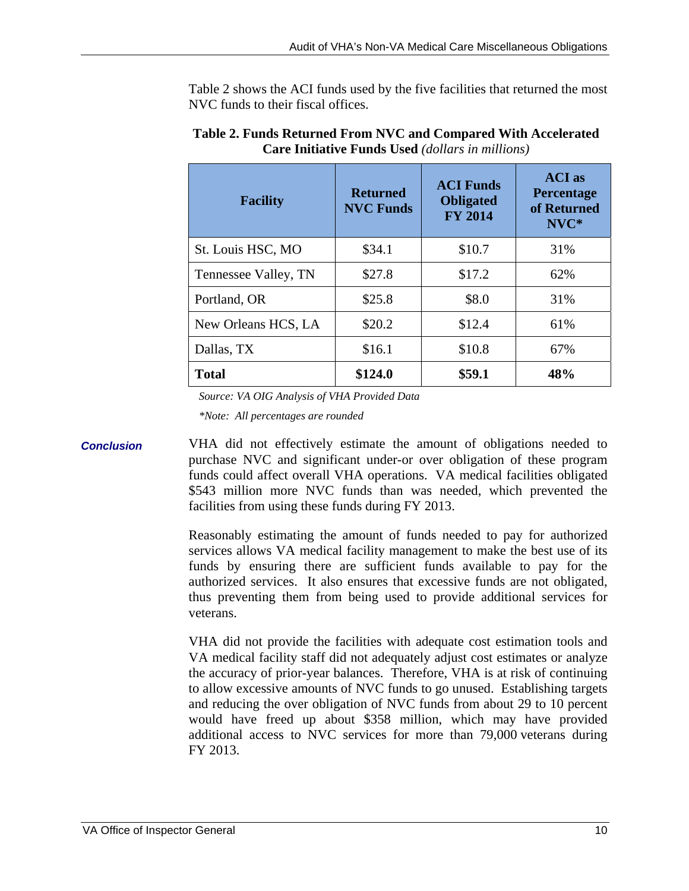Table 2 shows the ACI funds used by the five facilities that returned the most NVC funds to their fiscal offices.

**Table 2. Funds Returned From NVC and Compared With Accelerated Care Initiative Funds Used** *(dollars in millions)*

| Facility | Returned NVC Funds | ACI Funds Obligated FY 2014 | ACI as Percentage of Returned NVC* |
|---|---|---|---|
| St. Louis HSC, MO | $34.1 | $10.7 | 31% |
| Tennessee Valley, TN | $27.8 | $17.2 | 62% |
| Portland, OR | $25.8 | $8.0 | 31% |
| New Orleans HCS, LA | $20.2 | $12.4 | 61% |
| Dallas, TX | $16.1 | $10.8 | 67% |
| **Total** | **$124.0** | **$59.1** | **48%** |

*Source: VA OIG Analysis of VHA Provided Data*

*\*Note: All percentages are rounded*

***Conclusion***

VHA did not effectively estimate the amount of obligations needed to purchase NVC and significant under-or over obligation of these program funds could affect overall VHA operations. VA medical facilities obligated $543 million more NVC funds than was needed, which prevented the facilities from using these funds during FY 2013.

Reasonably estimating the amount of funds needed to pay for authorized services allows VA medical facility management to make the best use of its funds by ensuring there are sufficient funds available to pay for the authorized services. It also ensures that excessive funds are not obligated, thus preventing them from being used to provide additional services for veterans.

VHA did not provide the facilities with adequate cost estimation tools and VA medical facility staff did not adequately adjust cost estimates or analyze the accuracy of prior-year balances. Therefore, VHA is at risk of continuing to allow excessive amounts of NVC funds to go unused. Establishing targets and reducing the over obligation of NVC funds from about 29 to 10 percent would have freed up about $358 million, which may have provided additional access to NVC services for more than 79,000 veterans during FY 2013.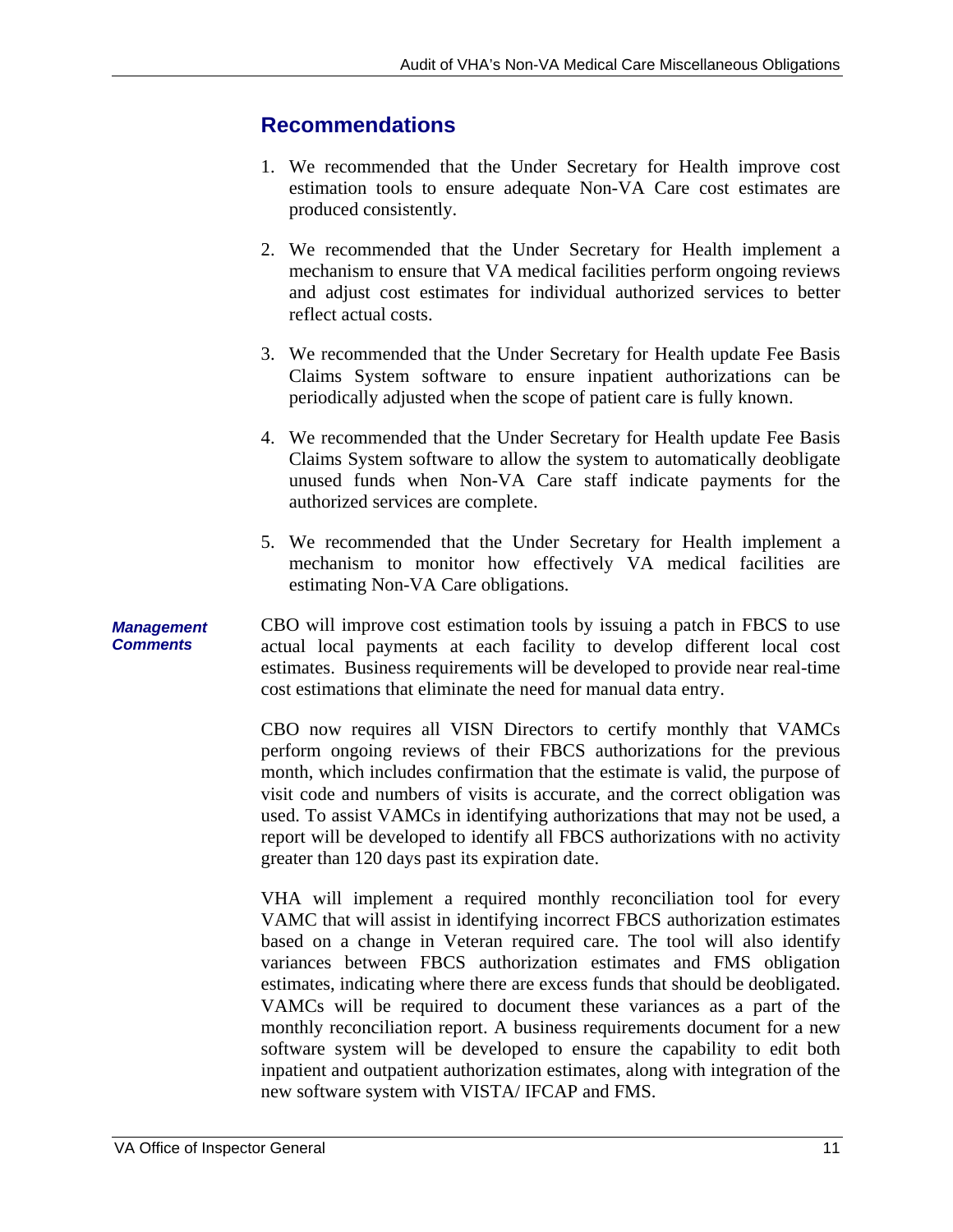## Recommendations

1. We recommended that the Under Secretary for Health improve cost estimation tools to ensure adequate Non-VA Care cost estimates are produced consistently.

2. We recommended that the Under Secretary for Health implement a mechanism to ensure that VA medical facilities perform ongoing reviews and adjust cost estimates for individual authorized services to better reflect actual costs.

3. We recommended that the Under Secretary for Health update Fee Basis Claims System software to ensure inpatient authorizations can be periodically adjusted when the scope of patient care is fully known.

4. We recommended that the Under Secretary for Health update Fee Basis Claims System software to allow the system to automatically deobligate unused funds when Non-VA Care staff indicate payments for the authorized services are complete.

5. We recommended that the Under Secretary for Health implement a mechanism to monitor how effectively VA medical facilities are estimating Non-VA Care obligations.

***Management Comments***

CBO will improve cost estimation tools by issuing a patch in FBCS to use actual local payments at each facility to develop different local cost estimates. Business requirements will be developed to provide near real-time cost estimations that eliminate the need for manual data entry.

CBO now requires all VISN Directors to certify monthly that VAMCs perform ongoing reviews of their FBCS authorizations for the previous month, which includes confirmation that the estimate is valid, the purpose of visit code and numbers of visits is accurate, and the correct obligation was used. To assist VAMCs in identifying authorizations that may not be used, a report will be developed to identify all FBCS authorizations with no activity greater than 120 days past its expiration date.

VHA will implement a required monthly reconciliation tool for every VAMC that will assist in identifying incorrect FBCS authorization estimates based on a change in Veteran required care. The tool will also identify variances between FBCS authorization estimates and FMS obligation estimates, indicating where there are excess funds that should be deobligated. VAMCs will be required to document these variances as a part of the monthly reconciliation report. A business requirements document for a new software system will be developed to ensure the capability to edit both inpatient and outpatient authorization estimates, along with integration of the new software system with VISTA/ IFCAP and FMS.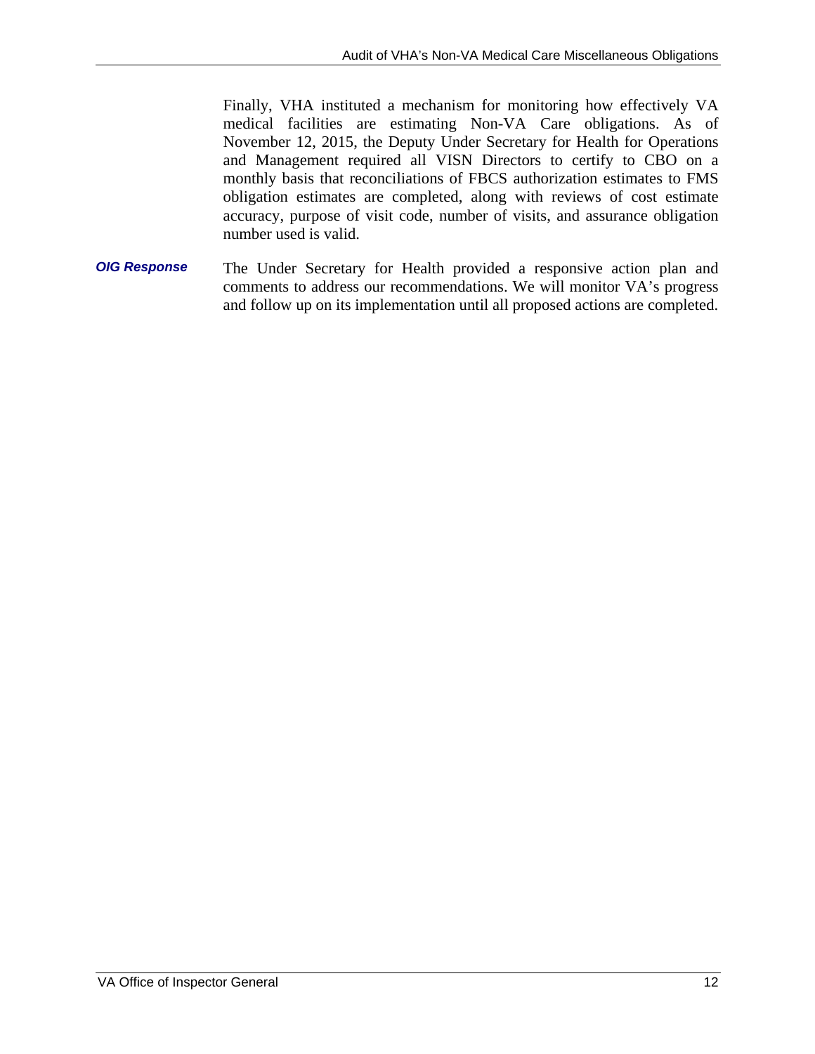Finally, VHA instituted a mechanism for monitoring how effectively VA medical facilities are estimating Non-VA Care obligations. As of November 12, 2015, the Deputy Under Secretary for Health for Operations and Management required all VISN Directors to certify to CBO on a monthly basis that reconciliations of FBCS authorization estimates to FMS obligation estimates are completed, along with reviews of cost estimate accuracy, purpose of visit code, number of visits, and assurance obligation number used is valid.

***OIG Response*** The Under Secretary for Health provided a responsive action plan and comments to address our recommendations. We will monitor VA's progress and follow up on its implementation until all proposed actions are completed.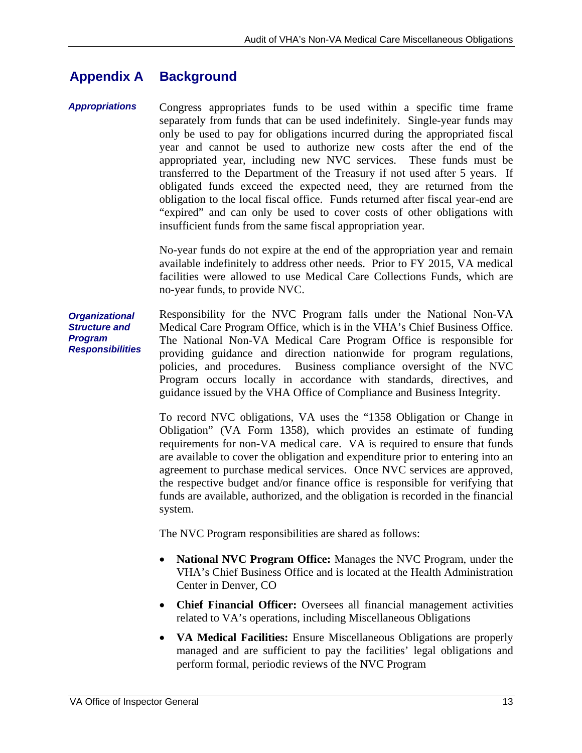## Appendix A Background

***Appropriations***

Congress appropriates funds to be used within a specific time frame separately from funds that can be used indefinitely. Single-year funds may only be used to pay for obligations incurred during the appropriated fiscal year and cannot be used to authorize new costs after the end of the appropriated year, including new NVC services. These funds must be transferred to the Department of the Treasury if not used after 5 years. If obligated funds exceed the expected need, they are returned from the obligation to the local fiscal office. Funds returned after fiscal year-end are "expired" and can only be used to cover costs of other obligations with insufficient funds from the same fiscal appropriation year.

No-year funds do not expire at the end of the appropriation year and remain available indefinitely to address other needs. Prior to FY 2015, VA medical facilities were allowed to use Medical Care Collections Funds, which are no-year funds, to provide NVC.

***Organizational Structure and Program Responsibilities***

Responsibility for the NVC Program falls under the National Non-VA Medical Care Program Office, which is in the VHA's Chief Business Office. The National Non-VA Medical Care Program Office is responsible for providing guidance and direction nationwide for program regulations, policies, and procedures. Business compliance oversight of the NVC Program occurs locally in accordance with standards, directives, and guidance issued by the VHA Office of Compliance and Business Integrity.

To record NVC obligations, VA uses the "1358 Obligation or Change in Obligation" (VA Form 1358), which provides an estimate of funding requirements for non-VA medical care. VA is required to ensure that funds are available to cover the obligation and expenditure prior to entering into an agreement to purchase medical services. Once NVC services are approved, the respective budget and/or finance office is responsible for verifying that funds are available, authorized, and the obligation is recorded in the financial system.

The NVC Program responsibilities are shared as follows:

- **National NVC Program Office:** Manages the NVC Program, under the VHA's Chief Business Office and is located at the Health Administration Center in Denver, CO
- **Chief Financial Officer:** Oversees all financial management activities related to VA's operations, including Miscellaneous Obligations
- **VA Medical Facilities:** Ensure Miscellaneous Obligations are properly managed and are sufficient to pay the facilities' legal obligations and perform formal, periodic reviews of the NVC Program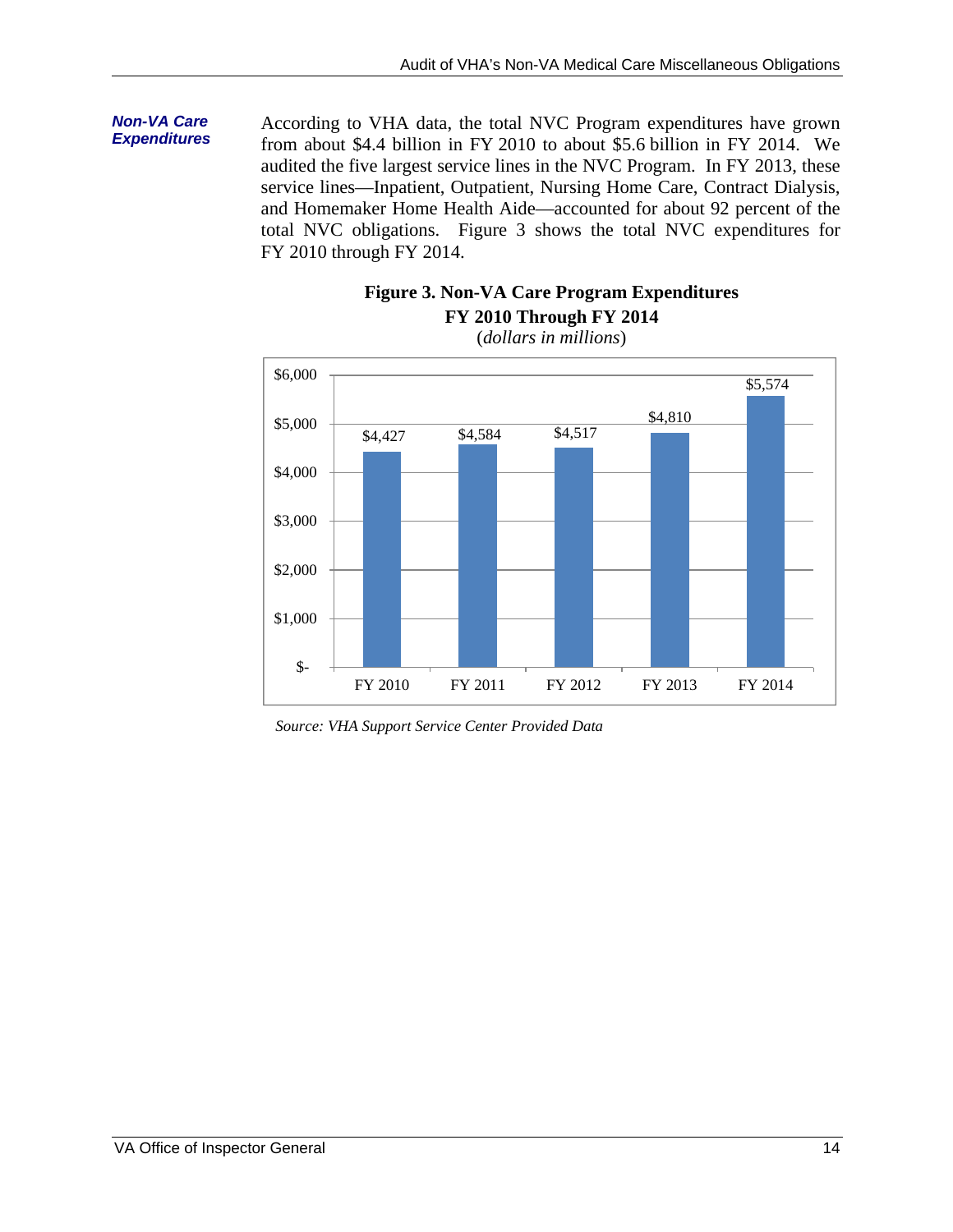***Non-VA Care Expenditures***

According to VHA data, the total NVC Program expenditures have grown from about $4.4 billion in FY 2010 to about $5.6 billion in FY 2014. We audited the five largest service lines in the NVC Program. In FY 2013, these service lines—Inpatient, Outpatient, Nursing Home Care, Contract Dialysis, and Homemaker Home Health Aide—accounted for about 92 percent of the total NVC obligations. Figure 3 shows the total NVC expenditures for FY 2010 through FY 2014.

**Figure 3. Non-VA Care Program Expenditures FY 2010 Through FY 2014**
(*dollars in millions*)

| Fiscal Year | Expenditures |
|---|---|
| FY 2010 | $4,427 |
| FY 2011 | $4,584 |
| FY 2012 | $4,517 |
| FY 2013 | $4,810 |
| FY 2014 | $5,574 |

*Source: VHA Support Service Center Provided Data*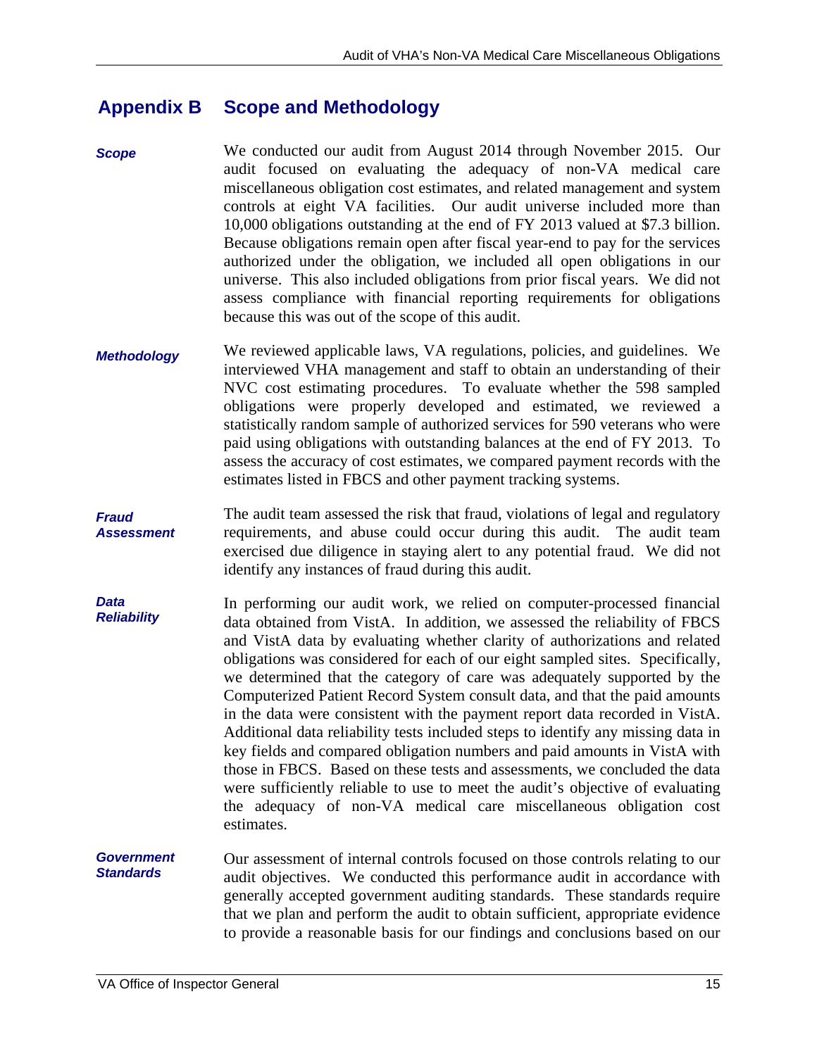## Appendix B Scope and Methodology

***Scope***

We conducted our audit from August 2014 through November 2015. Our audit focused on evaluating the adequacy of non-VA medical care miscellaneous obligation cost estimates, and related management and system controls at eight VA facilities. Our audit universe included more than 10,000 obligations outstanding at the end of FY 2013 valued at $7.3 billion. Because obligations remain open after fiscal year-end to pay for the services authorized under the obligation, we included all open obligations in our universe. This also included obligations from prior fiscal years. We did not assess compliance with financial reporting requirements for obligations because this was out of the scope of this audit.

***Methodology***

We reviewed applicable laws, VA regulations, policies, and guidelines. We interviewed VHA management and staff to obtain an understanding of their NVC cost estimating procedures. To evaluate whether the 598 sampled obligations were properly developed and estimated, we reviewed a statistically random sample of authorized services for 590 veterans who were paid using obligations with outstanding balances at the end of FY 2013. To assess the accuracy of cost estimates, we compared payment records with the estimates listed in FBCS and other payment tracking systems.

***Fraud Assessment***

The audit team assessed the risk that fraud, violations of legal and regulatory requirements, and abuse could occur during this audit. The audit team exercised due diligence in staying alert to any potential fraud. We did not identify any instances of fraud during this audit.

***Data Reliability***

In performing our audit work, we relied on computer-processed financial data obtained from VistA. In addition, we assessed the reliability of FBCS and VistA data by evaluating whether clarity of authorizations and related obligations was considered for each of our eight sampled sites. Specifically, we determined that the category of care was adequately supported by the Computerized Patient Record System consult data, and that the paid amounts in the data were consistent with the payment report data recorded in VistA. Additional data reliability tests included steps to identify any missing data in key fields and compared obligation numbers and paid amounts in VistA with those in FBCS. Based on these tests and assessments, we concluded the data were sufficiently reliable to use to meet the audit's objective of evaluating the adequacy of non-VA medical care miscellaneous obligation cost estimates.

***Government Standards***

Our assessment of internal controls focused on those controls relating to our audit objectives. We conducted this performance audit in accordance with generally accepted government auditing standards. These standards require that we plan and perform the audit to obtain sufficient, appropriate evidence to provide a reasonable basis for our findings and conclusions based on our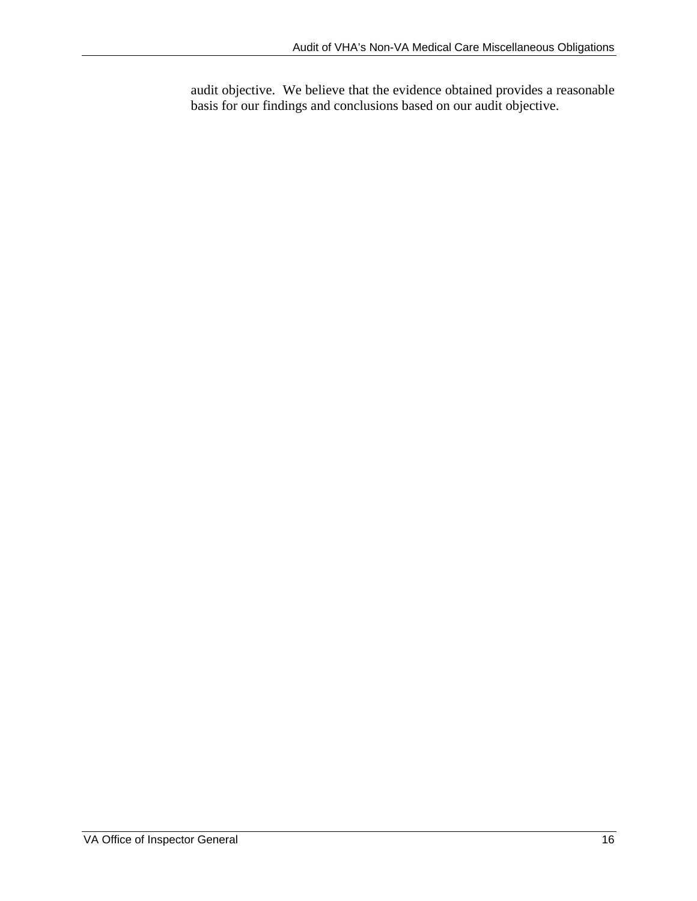audit objective. We believe that the evidence obtained provides a reasonable basis for our findings and conclusions based on our audit objective.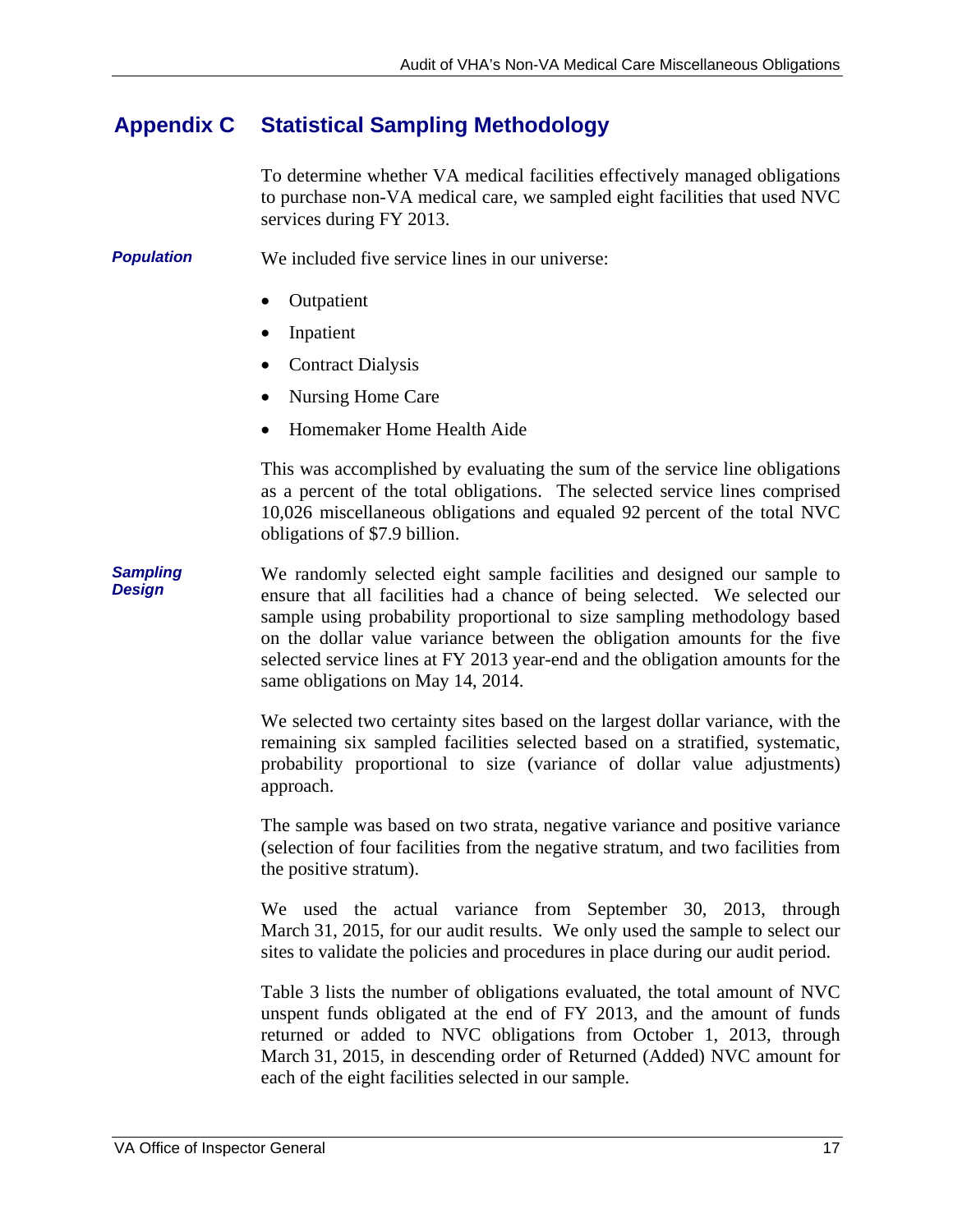## Appendix C Statistical Sampling Methodology

To determine whether VA medical facilities effectively managed obligations to purchase non-VA medical care, we sampled eight facilities that used NVC services during FY 2013.

***Population***

We included five service lines in our universe:

- Outpatient
- Inpatient
- Contract Dialysis
- Nursing Home Care
- Homemaker Home Health Aide

This was accomplished by evaluating the sum of the service line obligations as a percent of the total obligations. The selected service lines comprised 10,026 miscellaneous obligations and equaled 92 percent of the total NVC obligations of $7.9 billion.

***Sampling Design***

We randomly selected eight sample facilities and designed our sample to ensure that all facilities had a chance of being selected. We selected our sample using probability proportional to size sampling methodology based on the dollar value variance between the obligation amounts for the five selected service lines at FY 2013 year-end and the obligation amounts for the same obligations on May 14, 2014.

We selected two certainty sites based on the largest dollar variance, with the remaining six sampled facilities selected based on a stratified, systematic, probability proportional to size (variance of dollar value adjustments) approach.

The sample was based on two strata, negative variance and positive variance (selection of four facilities from the negative stratum, and two facilities from the positive stratum).

We used the actual variance from September 30, 2013, through March 31, 2015, for our audit results. We only used the sample to select our sites to validate the policies and procedures in place during our audit period.

Table 3 lists the number of obligations evaluated, the total amount of NVC unspent funds obligated at the end of FY 2013, and the amount of funds returned or added to NVC obligations from October 1, 2013, through March 31, 2015, in descending order of Returned (Added) NVC amount for each of the eight facilities selected in our sample.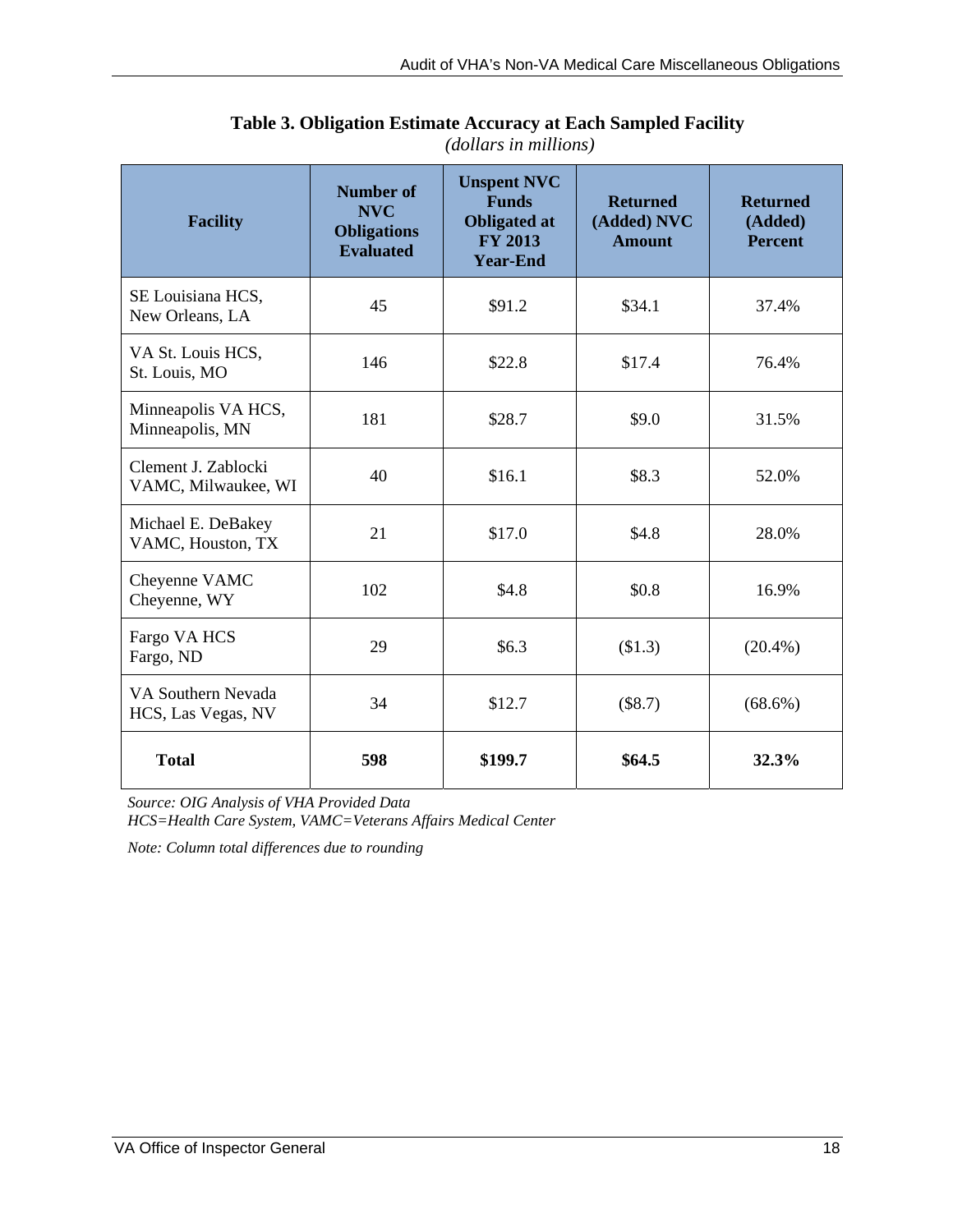**Table 3. Obligation Estimate Accuracy at Each Sampled Facility**
*(dollars in millions)*

| Facility | Number of NVC Obligations Evaluated | Unspent NVC Funds Obligated at FY 2013 Year-End | Returned (Added) NVC Amount | Returned (Added) Percent |
|---|---|---|---|---|
| SE Louisiana HCS, New Orleans, LA | 45 | $91.2 | $34.1 | 37.4% |
| VA St. Louis HCS, St. Louis, MO | 146 | $22.8 | $17.4 | 76.4% |
| Minneapolis VA HCS, Minneapolis, MN | 181 | $28.7 | $9.0 | 31.5% |
| Clement J. Zablocki VAMC, Milwaukee, WI | 40 | $16.1 | $8.3 | 52.0% |
| Michael E. DeBakey VAMC, Houston, TX | 21 | $17.0 | $4.8 | 28.0% |
| Cheyenne VAMC Cheyenne, WY | 102 | $4.8 | $0.8 | 16.9% |
| Fargo VA HCS Fargo, ND | 29 | $6.3 | ($1.3) | (20.4%) |
| VA Southern Nevada HCS, Las Vegas, NV | 34 | $12.7 | ($8.7) | (68.6%) |
| **Total** | **598** | **$199.7** | **$64.5** | **32.3%** |

*Source: OIG Analysis of VHA Provided Data*
*HCS=Health Care System, VAMC=Veterans Affairs Medical Center*

*Note: Column total differences due to rounding*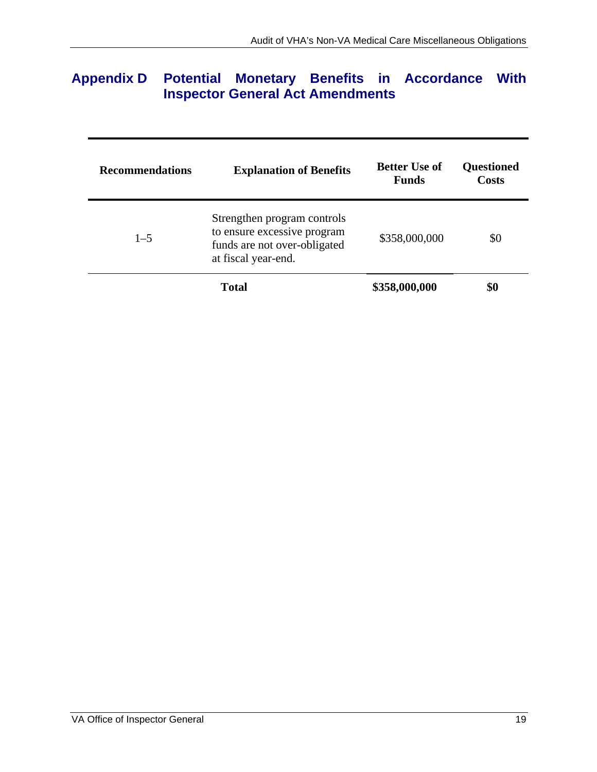## Appendix D Potential Monetary Benefits in Accordance With Inspector General Act Amendments

| Recommendations | Explanation of Benefits | Better Use of Funds | Questioned Costs |
|---|---|---|---|
| 1–5 | Strengthen program controls to ensure excessive program funds are not over-obligated at fiscal year-end. | $358,000,000 | $0 |
| | **Total** | **$358,000,000** | **$0** |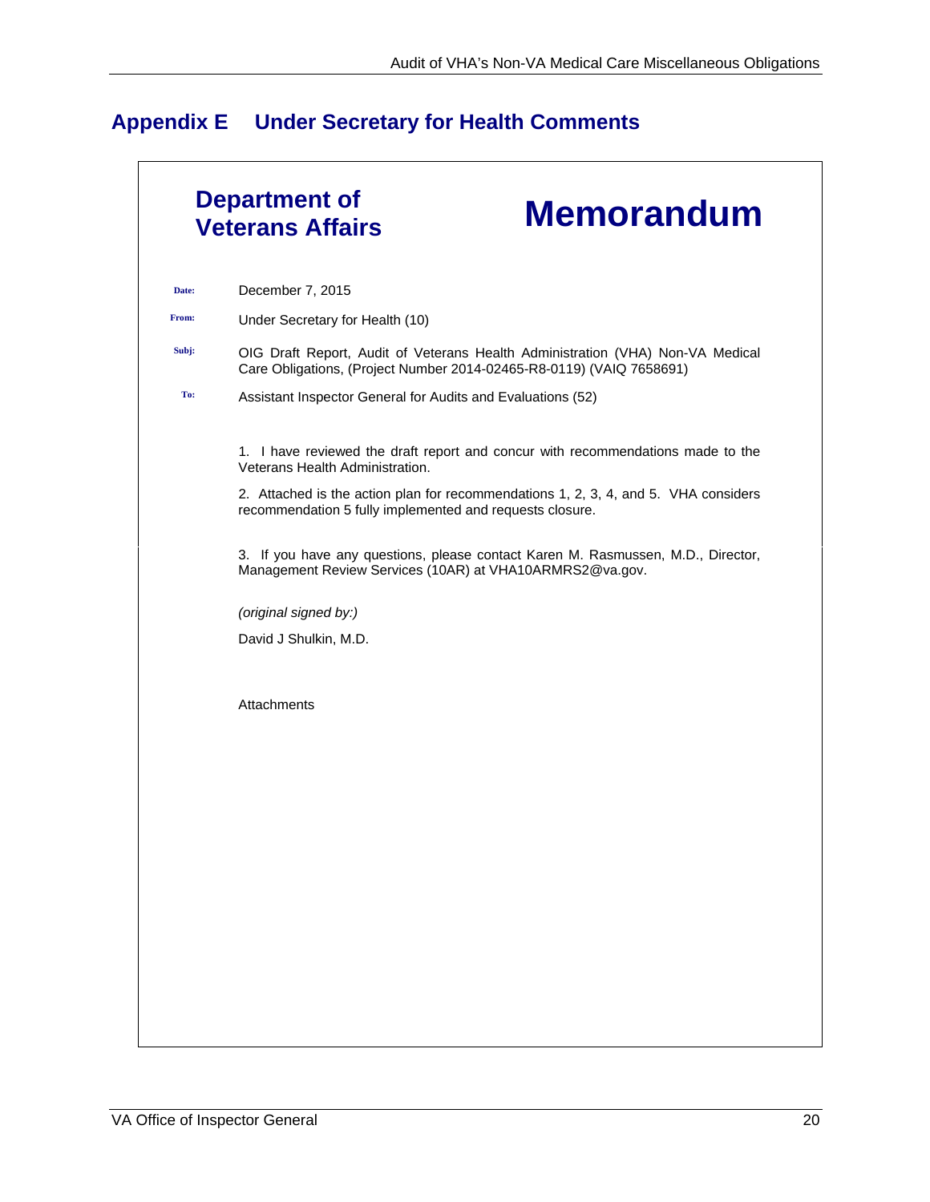# Appendix E    Under Secretary for Health Comments

**Department of Veterans Affairs**

# Memorandum

**Date:** December 7, 2015

**From:** Under Secretary for Health (10)

**Subj:** OIG Draft Report, Audit of Veterans Health Administration (VHA) Non-VA Medical Care Obligations, (Project Number 2014-02465-R8-0119) (VAIQ 7658691)

**To:** Assistant Inspector General for Audits and Evaluations (52)

1. I have reviewed the draft report and concur with recommendations made to the Veterans Health Administration.

2. Attached is the action plan for recommendations 1, 2, 3, 4, and 5. VHA considers recommendation 5 fully implemented and requests closure.

3. If you have any questions, please contact Karen M. Rasmussen, M.D., Director, Management Review Services (10AR) at VHA10ARMRS2@va.gov.

*(original signed by:)*

David J Shulkin, M.D.

Attachments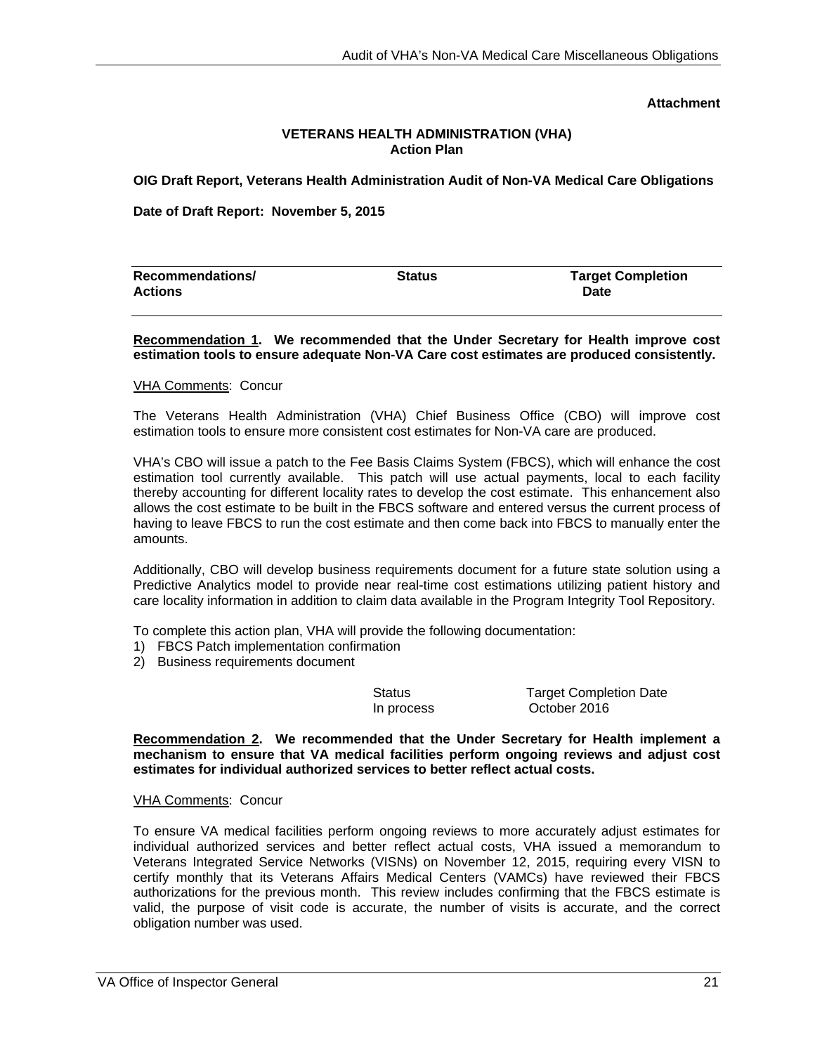**Attachment**

**VETERANS HEALTH ADMINISTRATION (VHA)**
**Action Plan**

**OIG Draft Report, Veterans Health Administration Audit of Non-VA Medical Care Obligations**

**Date of Draft Report: November 5, 2015**

| Recommendations/ Actions | Status | Target Completion Date |
|---|---|---|

**Recommendation 1. We recommended that the Under Secretary for Health improve cost estimation tools to ensure adequate Non-VA Care cost estimates are produced consistently.**

VHA Comments: Concur

The Veterans Health Administration (VHA) Chief Business Office (CBO) will improve cost estimation tools to ensure more consistent cost estimates for Non-VA care are produced.

VHA's CBO will issue a patch to the Fee Basis Claims System (FBCS), which will enhance the cost estimation tool currently available. This patch will use actual payments, local to each facility thereby accounting for different locality rates to develop the cost estimate. This enhancement also allows the cost estimate to be built in the FBCS software and entered versus the current process of having to leave FBCS to run the cost estimate and then come back into FBCS to manually enter the amounts.

Additionally, CBO will develop business requirements document for a future state solution using a Predictive Analytics model to provide near real-time cost estimations utilizing patient history and care locality information in addition to claim data available in the Program Integrity Tool Repository.

To complete this action plan, VHA will provide the following documentation:

1) FBCS Patch implementation confirmation
2) Business requirements document

| Status | Target Completion Date |
|---|---|
| In process | October 2016 |

**Recommendation 2. We recommended that the Under Secretary for Health implement a mechanism to ensure that VA medical facilities perform ongoing reviews and adjust cost estimates for individual authorized services to better reflect actual costs.**

VHA Comments: Concur

To ensure VA medical facilities perform ongoing reviews to more accurately adjust estimates for individual authorized services and better reflect actual costs, VHA issued a memorandum to Veterans Integrated Service Networks (VISNs) on November 12, 2015, requiring every VISN to certify monthly that its Veterans Affairs Medical Centers (VAMCs) have reviewed their FBCS authorizations for the previous month. This review includes confirming that the FBCS estimate is valid, the purpose of visit code is accurate, the number of visits is accurate, and the correct obligation number was used.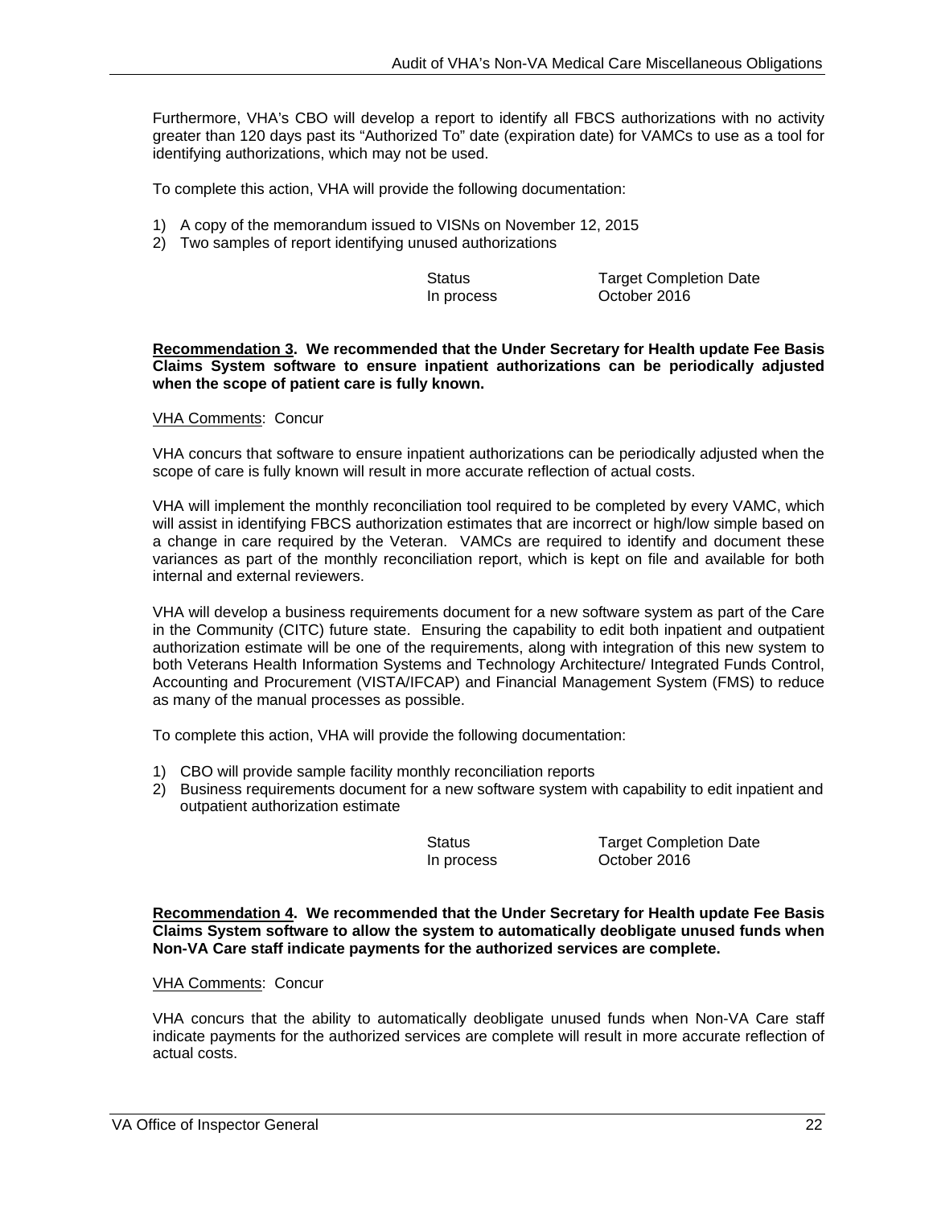Furthermore, VHA's CBO will develop a report to identify all FBCS authorizations with no activity greater than 120 days past its "Authorized To" date (expiration date) for VAMCs to use as a tool for identifying authorizations, which may not be used.

To complete this action, VHA will provide the following documentation:

1) A copy of the memorandum issued to VISNs on November 12, 2015
2) Two samples of report identifying unused authorizations

| Status | Target Completion Date |
|---|---|
| In process | October 2016 |

**<u>Recommendation 3</u>. We recommended that the Under Secretary for Health update Fee Basis Claims System software to ensure inpatient authorizations can be periodically adjusted when the scope of patient care is fully known.**

<u>VHA Comments</u>: Concur

VHA concurs that software to ensure inpatient authorizations can be periodically adjusted when the scope of care is fully known will result in more accurate reflection of actual costs.

VHA will implement the monthly reconciliation tool required to be completed by every VAMC, which will assist in identifying FBCS authorization estimates that are incorrect or high/low simple based on a change in care required by the Veteran. VAMCs are required to identify and document these variances as part of the monthly reconciliation report, which is kept on file and available for both internal and external reviewers.

VHA will develop a business requirements document for a new software system as part of the Care in the Community (CITC) future state. Ensuring the capability to edit both inpatient and outpatient authorization estimate will be one of the requirements, along with integration of this new system to both Veterans Health Information Systems and Technology Architecture/ Integrated Funds Control, Accounting and Procurement (VISTA/IFCAP) and Financial Management System (FMS) to reduce as many of the manual processes as possible.

To complete this action, VHA will provide the following documentation:

1) CBO will provide sample facility monthly reconciliation reports
2) Business requirements document for a new software system with capability to edit inpatient and outpatient authorization estimate

| Status | Target Completion Date |
|---|---|
| In process | October 2016 |

**<u>Recommendation 4</u>. We recommended that the Under Secretary for Health update Fee Basis Claims System software to allow the system to automatically deobligate unused funds when Non-VA Care staff indicate payments for the authorized services are complete.**

<u>VHA Comments</u>: Concur

VHA concurs that the ability to automatically deobligate unused funds when Non-VA Care staff indicate payments for the authorized services are complete will result in more accurate reflection of actual costs.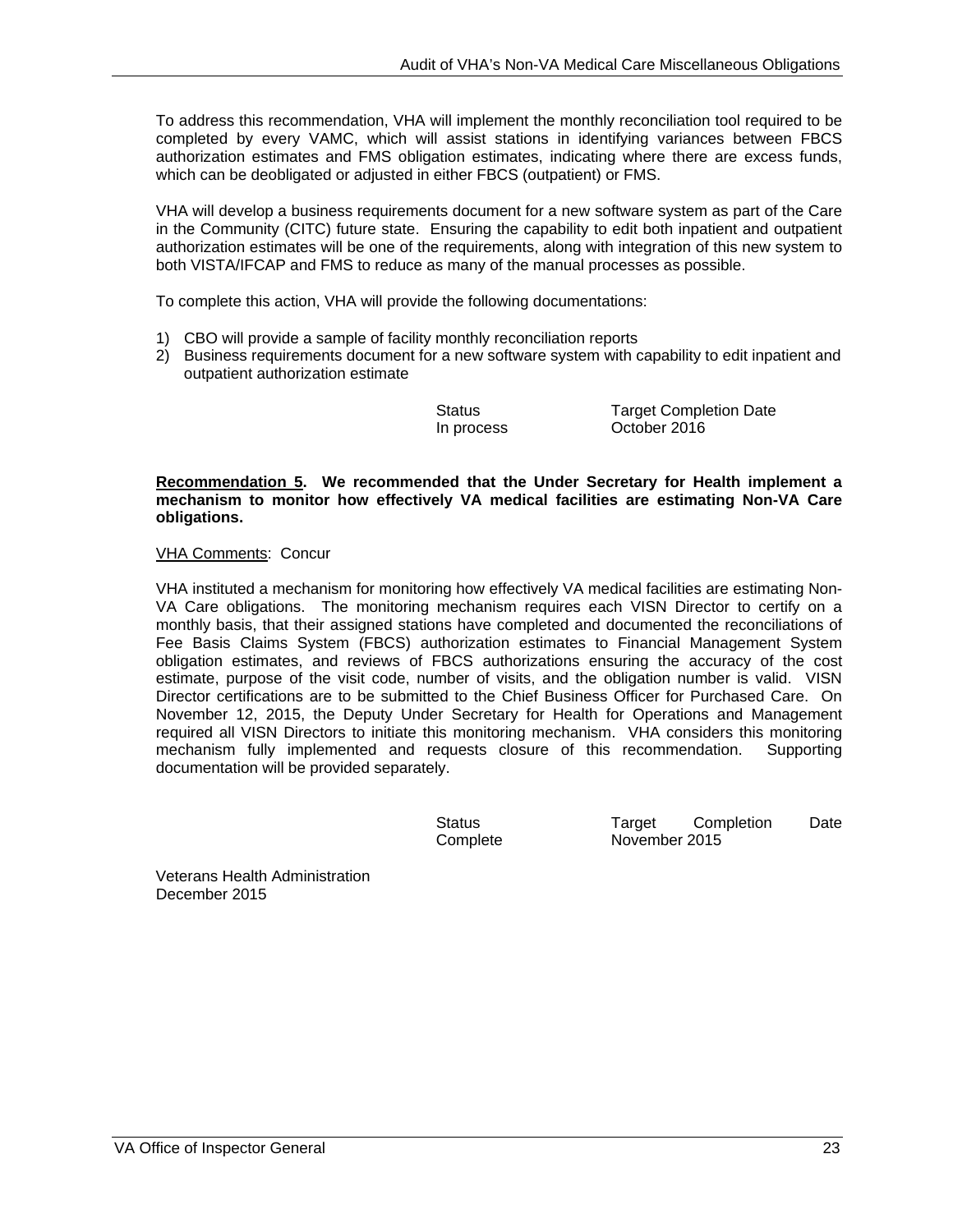To address this recommendation, VHA will implement the monthly reconciliation tool required to be completed by every VAMC, which will assist stations in identifying variances between FBCS authorization estimates and FMS obligation estimates, indicating where there are excess funds, which can be deobligated or adjusted in either FBCS (outpatient) or FMS.

VHA will develop a business requirements document for a new software system as part of the Care in the Community (CITC) future state. Ensuring the capability to edit both inpatient and outpatient authorization estimates will be one of the requirements, along with integration of this new system to both VISTA/IFCAP and FMS to reduce as many of the manual processes as possible.

To complete this action, VHA will provide the following documentations:

1) CBO will provide a sample of facility monthly reconciliation reports
2) Business requirements document for a new software system with capability to edit inpatient and outpatient authorization estimate

| Status | Target Completion Date |
|---|---|
| In process | October 2016 |

**Recommendation 5. We recommended that the Under Secretary for Health implement a mechanism to monitor how effectively VA medical facilities are estimating Non-VA Care obligations.**

VHA Comments: Concur

VHA instituted a mechanism for monitoring how effectively VA medical facilities are estimating Non-VA Care obligations. The monitoring mechanism requires each VISN Director to certify on a monthly basis, that their assigned stations have completed and documented the reconciliations of Fee Basis Claims System (FBCS) authorization estimates to Financial Management System obligation estimates, and reviews of FBCS authorizations ensuring the accuracy of the cost estimate, purpose of the visit code, number of visits, and the obligation number is valid. VISN Director certifications are to be submitted to the Chief Business Officer for Purchased Care. On November 12, 2015, the Deputy Under Secretary for Health for Operations and Management required all VISN Directors to initiate this monitoring mechanism. VHA considers this monitoring mechanism fully implemented and requests closure of this recommendation. Supporting documentation will be provided separately.

| Status | Target Completion Date |
|---|---|
| Complete | November 2015 |

Veterans Health Administration
December 2015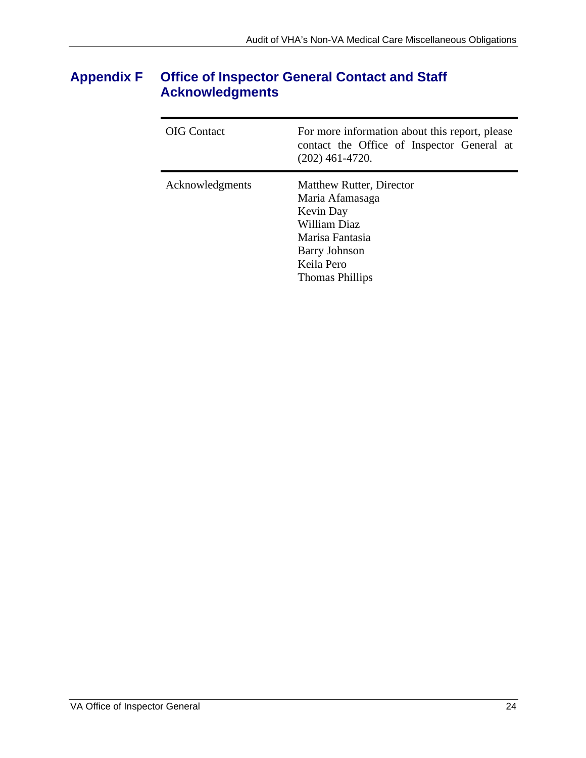## Appendix F Office of Inspector General Contact and Staff Acknowledgments

| | |
|---|---|
| OIG Contact | For more information about this report, please contact the Office of Inspector General at (202) 461-4720. |
| Acknowledgments | Matthew Rutter, Director<br>Maria Afamasaga<br>Kevin Day<br>William Diaz<br>Marisa Fantasia<br>Barry Johnson<br>Keila Pero<br>Thomas Phillips |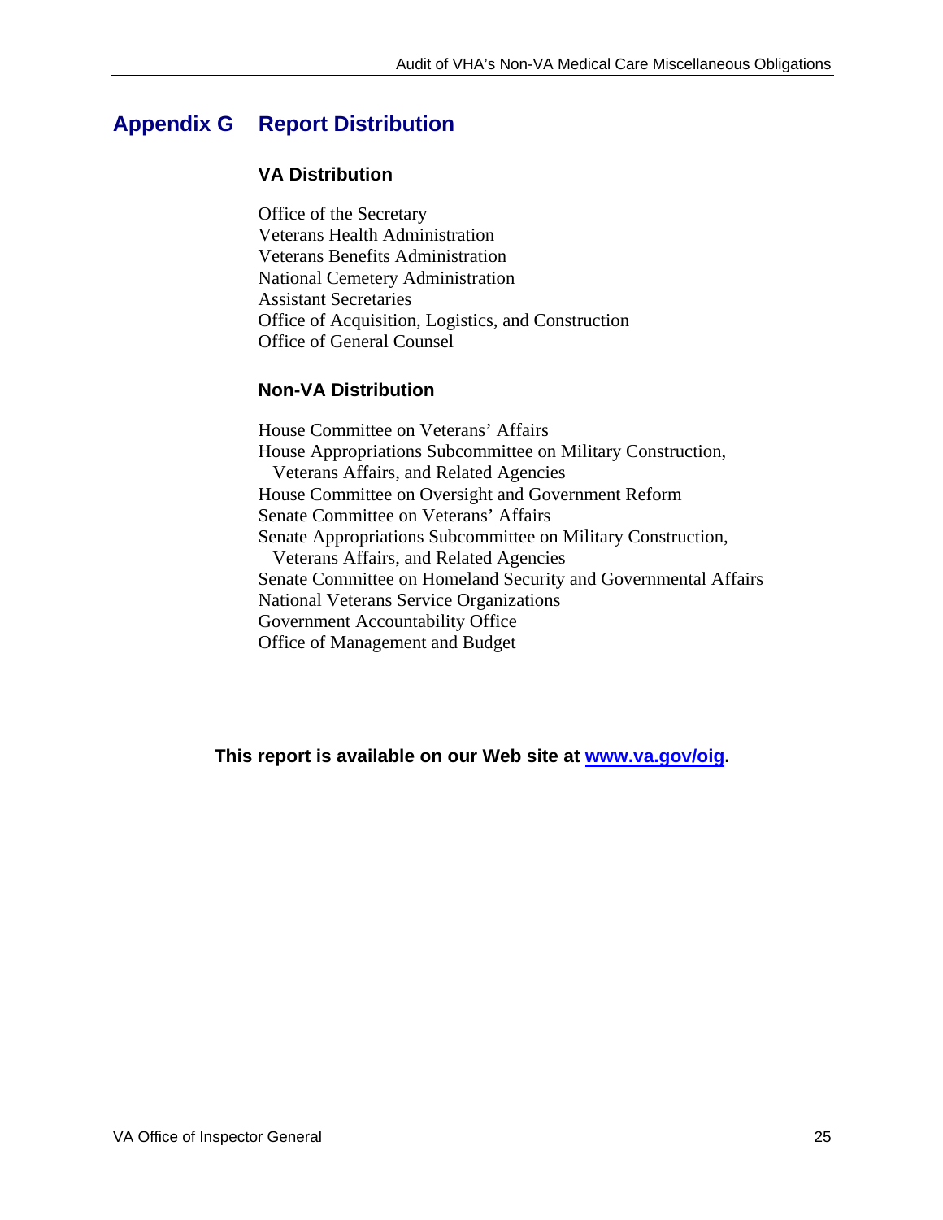# Appendix G Report Distribution

## VA Distribution

Office of the Secretary
Veterans Health Administration
Veterans Benefits Administration
National Cemetery Administration
Assistant Secretaries
Office of Acquisition, Logistics, and Construction
Office of General Counsel

## Non-VA Distribution

House Committee on Veterans' Affairs
House Appropriations Subcommittee on Military Construction, Veterans Affairs, and Related Agencies
House Committee on Oversight and Government Reform
Senate Committee on Veterans' Affairs
Senate Appropriations Subcommittee on Military Construction, Veterans Affairs, and Related Agencies
Senate Committee on Homeland Security and Governmental Affairs
National Veterans Service Organizations
Government Accountability Office
Office of Management and Budget

**This report is available on our Web site at [www.va.gov/oig](http://www.va.gov/oig).**